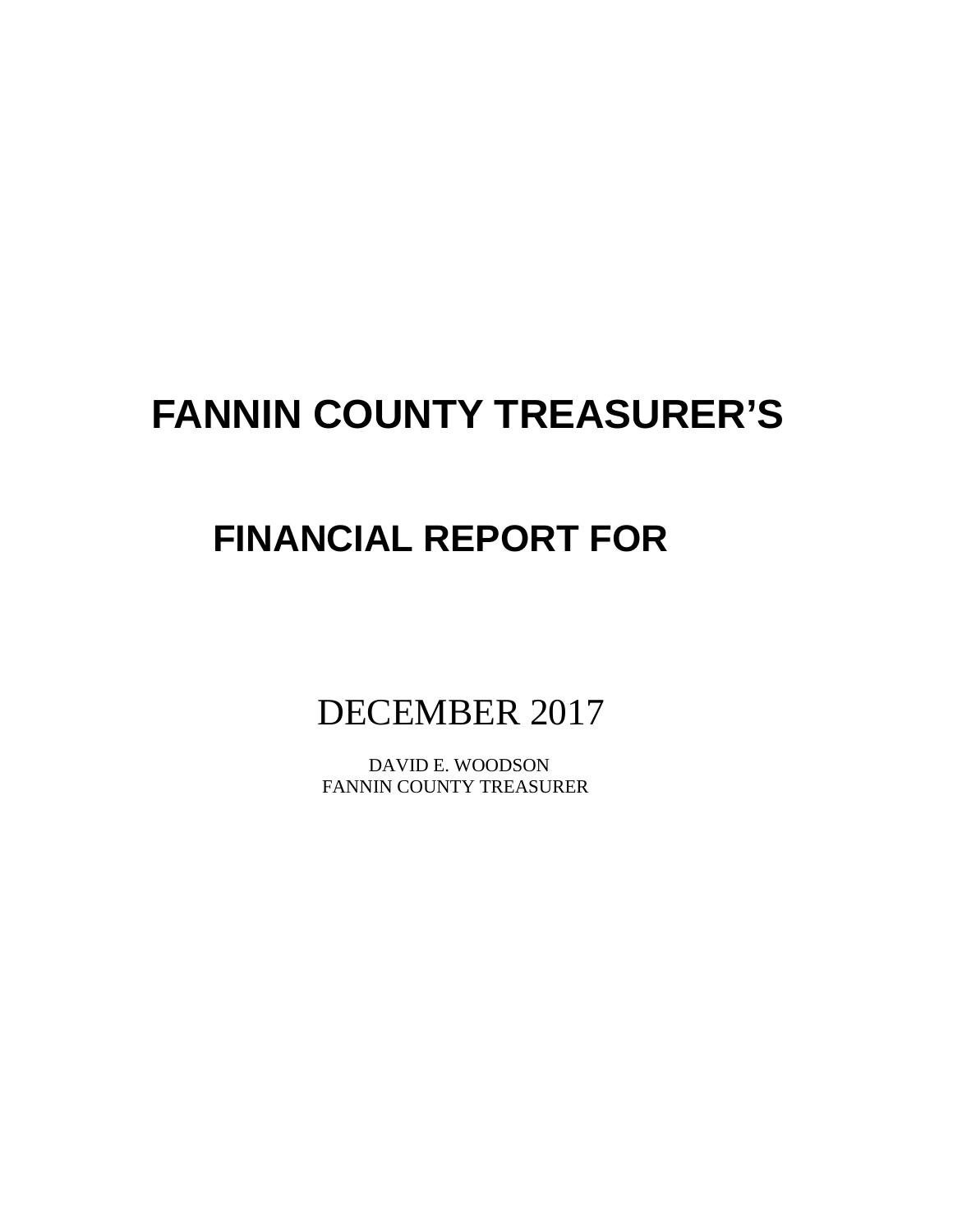# FANNIN COUNTY TREASURER'S

## FINANCIAL REPORT FOR

DECEMBER 2017

DAVID E. WOODSON
FANNIN COUNTY TREASURER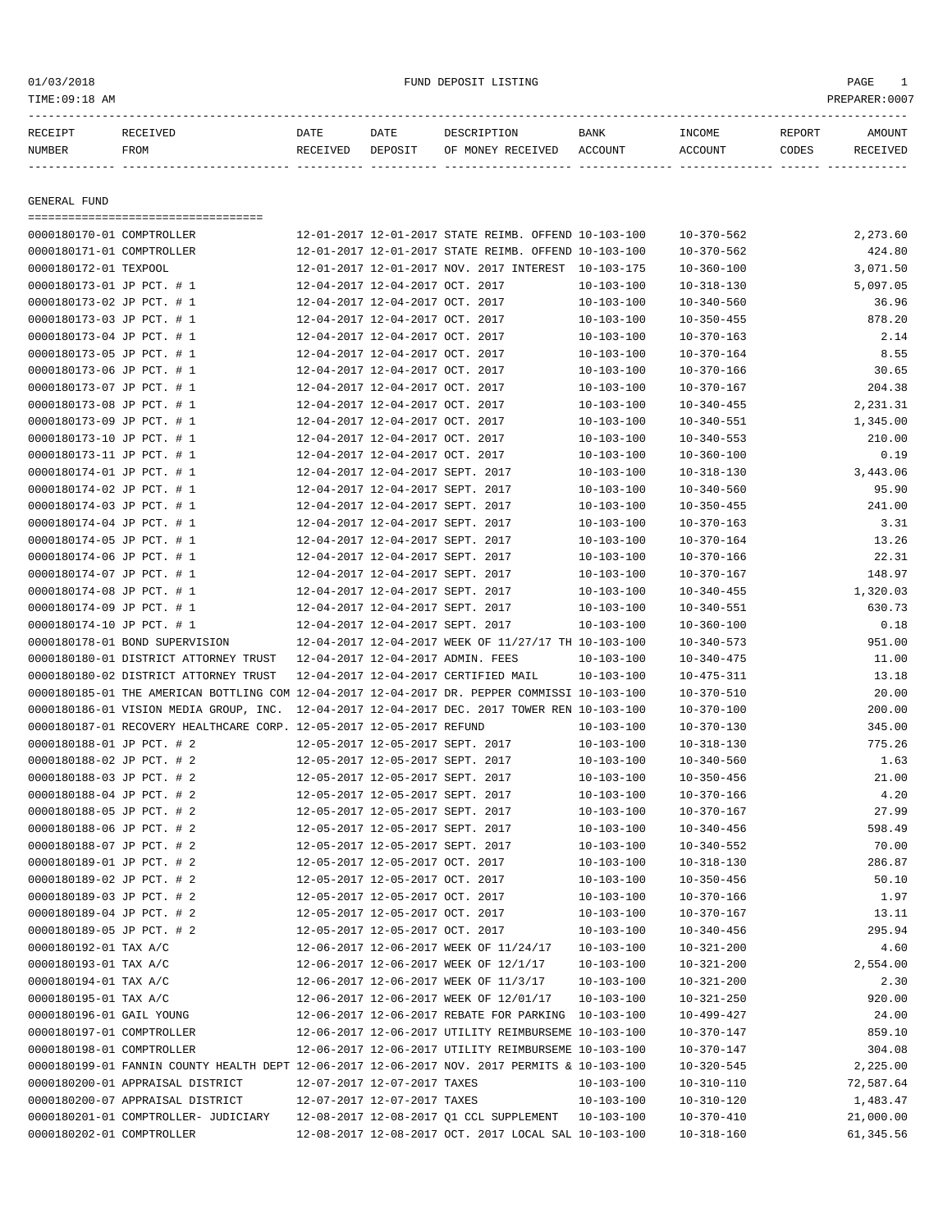01/03/2018 FUND DEPOSIT LISTING

TIME:09:18 AM PREPARER:0007

| RECEIPT NUMBER | RECEIVED FROM | DATE RECEIVED | DATE DEPOSIT | DESCRIPTION OF MONEY RECEIVED | BANK ACCOUNT | INCOME ACCOUNT | REPORT CODES | AMOUNT RECEIVED |
|---|---|---|---|---|---|---|---|---|

## GENERAL FUND

| RECEIPT NUMBER | RECEIVED FROM | DATE RECEIVED | DATE DEPOSIT | DESCRIPTION OF MONEY RECEIVED | BANK ACCOUNT | INCOME ACCOUNT | REPORT CODES | AMOUNT RECEIVED |
|---|---|---|---|---|---|---|---|---|
| 0000180170-01 | COMPTROLLER | 12-01-2017 | 12-01-2017 | STATE REIMB. OFFEND | 10-103-100 | 10-370-562 | | 2,273.60 |
| 0000180171-01 | COMPTROLLER | 12-01-2017 | 12-01-2017 | STATE REIMB. OFFEND | 10-103-100 | 10-370-562 | | 424.80 |
| 0000180172-01 | TEXPOOL | 12-01-2017 | 12-01-2017 | NOV. 2017 INTEREST | 10-103-175 | 10-360-100 | | 3,071.50 |
| 0000180173-01 | JP PCT. # 1 | 12-04-2017 | 12-04-2017 | OCT. 2017 | 10-103-100 | 10-318-130 | | 5,097.05 |
| 0000180173-02 | JP PCT. # 1 | 12-04-2017 | 12-04-2017 | OCT. 2017 | 10-103-100 | 10-340-560 | | 36.96 |
| 0000180173-03 | JP PCT. # 1 | 12-04-2017 | 12-04-2017 | OCT. 2017 | 10-103-100 | 10-350-455 | | 878.20 |
| 0000180173-04 | JP PCT. # 1 | 12-04-2017 | 12-04-2017 | OCT. 2017 | 10-103-100 | 10-370-163 | | 2.14 |
| 0000180173-05 | JP PCT. # 1 | 12-04-2017 | 12-04-2017 | OCT. 2017 | 10-103-100 | 10-370-164 | | 8.55 |
| 0000180173-06 | JP PCT. # 1 | 12-04-2017 | 12-04-2017 | OCT. 2017 | 10-103-100 | 10-370-166 | | 30.65 |
| 0000180173-07 | JP PCT. # 1 | 12-04-2017 | 12-04-2017 | OCT. 2017 | 10-103-100 | 10-370-167 | | 204.38 |
| 0000180173-08 | JP PCT. # 1 | 12-04-2017 | 12-04-2017 | OCT. 2017 | 10-103-100 | 10-340-455 | | 2,231.31 |
| 0000180173-09 | JP PCT. # 1 | 12-04-2017 | 12-04-2017 | OCT. 2017 | 10-103-100 | 10-340-551 | | 1,345.00 |
| 0000180173-10 | JP PCT. # 1 | 12-04-2017 | 12-04-2017 | OCT. 2017 | 10-103-100 | 10-340-553 | | 210.00 |
| 0000180173-11 | JP PCT. # 1 | 12-04-2017 | 12-04-2017 | OCT. 2017 | 10-103-100 | 10-360-100 | | 0.19 |
| 0000180174-01 | JP PCT. # 1 | 12-04-2017 | 12-04-2017 | SEPT. 2017 | 10-103-100 | 10-318-130 | | 3,443.06 |
| 0000180174-02 | JP PCT. # 1 | 12-04-2017 | 12-04-2017 | SEPT. 2017 | 10-103-100 | 10-340-560 | | 95.90 |
| 0000180174-03 | JP PCT. # 1 | 12-04-2017 | 12-04-2017 | SEPT. 2017 | 10-103-100 | 10-350-455 | | 241.00 |
| 0000180174-04 | JP PCT. # 1 | 12-04-2017 | 12-04-2017 | SEPT. 2017 | 10-103-100 | 10-370-163 | | 3.31 |
| 0000180174-05 | JP PCT. # 1 | 12-04-2017 | 12-04-2017 | SEPT. 2017 | 10-103-100 | 10-370-164 | | 13.26 |
| 0000180174-06 | JP PCT. # 1 | 12-04-2017 | 12-04-2017 | SEPT. 2017 | 10-103-100 | 10-370-166 | | 22.31 |
| 0000180174-07 | JP PCT. # 1 | 12-04-2017 | 12-04-2017 | SEPT. 2017 | 10-103-100 | 10-370-167 | | 148.97 |
| 0000180174-08 | JP PCT. # 1 | 12-04-2017 | 12-04-2017 | SEPT. 2017 | 10-103-100 | 10-340-455 | | 1,320.03 |
| 0000180174-09 | JP PCT. # 1 | 12-04-2017 | 12-04-2017 | SEPT. 2017 | 10-103-100 | 10-340-551 | | 630.73 |
| 0000180174-10 | JP PCT. # 1 | 12-04-2017 | 12-04-2017 | SEPT. 2017 | 10-103-100 | 10-360-100 | | 0.18 |
| 0000180178-01 | BOND SUPERVISION | 12-04-2017 | 12-04-2017 | WEEK OF 11/27/17 TH | 10-103-100 | 10-340-573 | | 951.00 |
| 0000180180-01 | DISTRICT ATTORNEY TRUST | 12-04-2017 | 12-04-2017 | ADMIN. FEES | 10-103-100 | 10-340-475 | | 11.00 |
| 0000180180-02 | DISTRICT ATTORNEY TRUST | 12-04-2017 | 12-04-2017 | CERTIFIED MAIL | 10-103-100 | 10-475-311 | | 13.18 |
| 0000180185-01 | THE AMERICAN BOTTLING COM | 12-04-2017 | 12-04-2017 | DR. PEPPER COMMISSI | 10-103-100 | 10-370-510 | | 20.00 |
| 0000180186-01 | VISION MEDIA GROUP, INC. | 12-04-2017 | 12-04-2017 | DEC. 2017 TOWER REN | 10-103-100 | 10-370-100 | | 200.00 |
| 0000180187-01 | RECOVERY HEALTHCARE CORP. | 12-05-2017 | 12-05-2017 | REFUND | 10-103-100 | 10-370-130 | | 345.00 |
| 0000180188-01 | JP PCT. # 2 | 12-05-2017 | 12-05-2017 | SEPT. 2017 | 10-103-100 | 10-318-130 | | 775.26 |
| 0000180188-02 | JP PCT. # 2 | 12-05-2017 | 12-05-2017 | SEPT. 2017 | 10-103-100 | 10-340-560 | | 1.63 |
| 0000180188-03 | JP PCT. # 2 | 12-05-2017 | 12-05-2017 | SEPT. 2017 | 10-103-100 | 10-350-456 | | 21.00 |
| 0000180188-04 | JP PCT. # 2 | 12-05-2017 | 12-05-2017 | SEPT. 2017 | 10-103-100 | 10-370-166 | | 4.20 |
| 0000180188-05 | JP PCT. # 2 | 12-05-2017 | 12-05-2017 | SEPT. 2017 | 10-103-100 | 10-370-167 | | 27.99 |
| 0000180188-06 | JP PCT. # 2 | 12-05-2017 | 12-05-2017 | SEPT. 2017 | 10-103-100 | 10-340-456 | | 598.49 |
| 0000180188-07 | JP PCT. # 2 | 12-05-2017 | 12-05-2017 | SEPT. 2017 | 10-103-100 | 10-340-552 | | 70.00 |
| 0000180189-01 | JP PCT. # 2 | 12-05-2017 | 12-05-2017 | OCT. 2017 | 10-103-100 | 10-318-130 | | 286.87 |
| 0000180189-02 | JP PCT. # 2 | 12-05-2017 | 12-05-2017 | OCT. 2017 | 10-103-100 | 10-350-456 | | 50.10 |
| 0000180189-03 | JP PCT. # 2 | 12-05-2017 | 12-05-2017 | OCT. 2017 | 10-103-100 | 10-370-166 | | 1.97 |
| 0000180189-04 | JP PCT. # 2 | 12-05-2017 | 12-05-2017 | OCT. 2017 | 10-103-100 | 10-370-167 | | 13.11 |
| 0000180189-05 | JP PCT. # 2 | 12-05-2017 | 12-05-2017 | OCT. 2017 | 10-103-100 | 10-340-456 | | 295.94 |
| 0000180192-01 | TAX A/C | 12-06-2017 | 12-06-2017 | WEEK OF 11/24/17 | 10-103-100 | 10-321-200 | | 4.60 |
| 0000180193-01 | TAX A/C | 12-06-2017 | 12-06-2017 | WEEK OF 12/1/17 | 10-103-100 | 10-321-200 | | 2,554.00 |
| 0000180194-01 | TAX A/C | 12-06-2017 | 12-06-2017 | WEEK OF 11/3/17 | 10-103-100 | 10-321-200 | | 2.30 |
| 0000180195-01 | TAX A/C | 12-06-2017 | 12-06-2017 | WEEK OF 12/01/17 | 10-103-100 | 10-321-250 | | 920.00 |
| 0000180196-01 | GAIL YOUNG | 12-06-2017 | 12-06-2017 | REBATE FOR PARKING | 10-103-100 | 10-499-427 | | 24.00 |
| 0000180197-01 | COMPTROLLER | 12-06-2017 | 12-06-2017 | UTILITY REIMBURSEME | 10-103-100 | 10-370-147 | | 859.10 |
| 0000180198-01 | COMPTROLLER | 12-06-2017 | 12-06-2017 | UTILITY REIMBURSEME | 10-103-100 | 10-370-147 | | 304.08 |
| 0000180199-01 | FANNIN COUNTY HEALTH DEPT | 12-06-2017 | 12-06-2017 | NOV. 2017 PERMITS & | 10-103-100 | 10-320-545 | | 2,225.00 |
| 0000180200-01 | APPRAISAL DISTRICT | 12-07-2017 | 12-07-2017 | TAXES | 10-103-100 | 10-310-110 | | 72,587.64 |
| 0000180200-07 | APPRAISAL DISTRICT | 12-07-2017 | 12-07-2017 | TAXES | 10-103-100 | 10-310-120 | | 1,483.47 |
| 0000180201-01 | COMPTROLLER- JUDICIARY | 12-08-2017 | 12-08-2017 | Q1 CCL SUPPLEMENT | 10-103-100 | 10-370-410 | | 21,000.00 |
| 0000180202-01 | COMPTROLLER | 12-08-2017 | 12-08-2017 | OCT. 2017 LOCAL SAL | 10-103-100 | 10-318-160 | | 61,345.56 |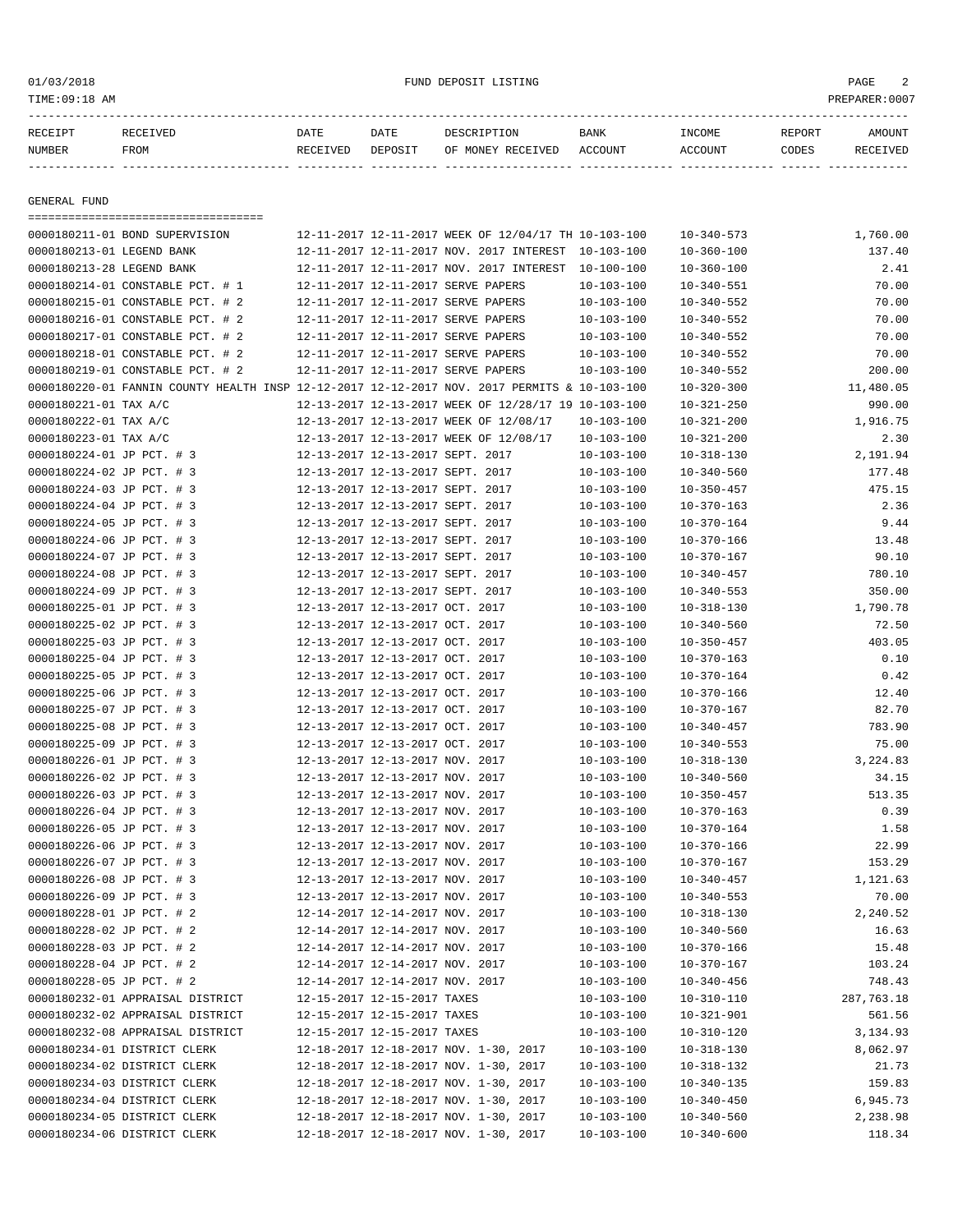| RECEIPT NUMBER | RECEIVED FROM | DATE RECEIVED | DATE DEPOSIT | DESCRIPTION OF MONEY RECEIVED | BANK ACCOUNT | INCOME ACCOUNT | REPORT CODES | AMOUNT RECEIVED |
|---|---|---|---|---|---|---|---|---|

## GENERAL FUND

| RECEIPT NUMBER | RECEIVED FROM | DATE RECEIVED | DATE DEPOSIT | DESCRIPTION OF MONEY RECEIVED | BANK ACCOUNT | INCOME ACCOUNT | REPORT CODES | AMOUNT RECEIVED |
|---|---|---|---|---|---|---|---|---|
| 0000180211-01 | BOND SUPERVISION | 12-11-2017 | 12-11-2017 | WEEK OF 12/04/17 TH | 10-103-100 | 10-340-573 | | 1,760.00 |
| 0000180213-01 | LEGEND BANK | 12-11-2017 | 12-11-2017 | NOV. 2017 INTEREST | 10-103-100 | 10-360-100 | | 137.40 |
| 0000180213-28 | LEGEND BANK | 12-11-2017 | 12-11-2017 | NOV. 2017 INTEREST | 10-100-100 | 10-360-100 | | 2.41 |
| 0000180214-01 | CONSTABLE PCT. # 1 | 12-11-2017 | 12-11-2017 | SERVE PAPERS | 10-103-100 | 10-340-551 | | 70.00 |
| 0000180215-01 | CONSTABLE PCT. # 2 | 12-11-2017 | 12-11-2017 | SERVE PAPERS | 10-103-100 | 10-340-552 | | 70.00 |
| 0000180216-01 | CONSTABLE PCT. # 2 | 12-11-2017 | 12-11-2017 | SERVE PAPERS | 10-103-100 | 10-340-552 | | 70.00 |
| 0000180217-01 | CONSTABLE PCT. # 2 | 12-11-2017 | 12-11-2017 | SERVE PAPERS | 10-103-100 | 10-340-552 | | 70.00 |
| 0000180218-01 | CONSTABLE PCT. # 2 | 12-11-2017 | 12-11-2017 | SERVE PAPERS | 10-103-100 | 10-340-552 | | 70.00 |
| 0000180219-01 | CONSTABLE PCT. # 2 | 12-11-2017 | 12-11-2017 | SERVE PAPERS | 10-103-100 | 10-340-552 | | 200.00 |
| 0000180220-01 | FANNIN COUNTY HEALTH INSP | 12-12-2017 | 12-12-2017 | NOV. 2017 PERMITS & | 10-103-100 | 10-320-300 | | 11,480.05 |
| 0000180221-01 | TAX A/C | 12-13-2017 | 12-13-2017 | WEEK OF 12/28/17 19 | 10-103-100 | 10-321-250 | | 990.00 |
| 0000180222-01 | TAX A/C | 12-13-2017 | 12-13-2017 | WEEK OF 12/08/17 | 10-103-100 | 10-321-200 | | 1,916.75 |
| 0000180223-01 | TAX A/C | 12-13-2017 | 12-13-2017 | WEEK OF 12/08/17 | 10-103-100 | 10-321-200 | | 2.30 |
| 0000180224-01 | JP PCT. # 3 | 12-13-2017 | 12-13-2017 | SEPT. 2017 | 10-103-100 | 10-318-130 | | 2,191.94 |
| 0000180224-02 | JP PCT. # 3 | 12-13-2017 | 12-13-2017 | SEPT. 2017 | 10-103-100 | 10-340-560 | | 177.48 |
| 0000180224-03 | JP PCT. # 3 | 12-13-2017 | 12-13-2017 | SEPT. 2017 | 10-103-100 | 10-350-457 | | 475.15 |
| 0000180224-04 | JP PCT. # 3 | 12-13-2017 | 12-13-2017 | SEPT. 2017 | 10-103-100 | 10-370-163 | | 2.36 |
| 0000180224-05 | JP PCT. # 3 | 12-13-2017 | 12-13-2017 | SEPT. 2017 | 10-103-100 | 10-370-164 | | 9.44 |
| 0000180224-06 | JP PCT. # 3 | 12-13-2017 | 12-13-2017 | SEPT. 2017 | 10-103-100 | 10-370-166 | | 13.48 |
| 0000180224-07 | JP PCT. # 3 | 12-13-2017 | 12-13-2017 | SEPT. 2017 | 10-103-100 | 10-370-167 | | 90.10 |
| 0000180224-08 | JP PCT. # 3 | 12-13-2017 | 12-13-2017 | SEPT. 2017 | 10-103-100 | 10-340-457 | | 780.10 |
| 0000180224-09 | JP PCT. # 3 | 12-13-2017 | 12-13-2017 | SEPT. 2017 | 10-103-100 | 10-340-553 | | 350.00 |
| 0000180225-01 | JP PCT. # 3 | 12-13-2017 | 12-13-2017 | OCT. 2017 | 10-103-100 | 10-318-130 | | 1,790.78 |
| 0000180225-02 | JP PCT. # 3 | 12-13-2017 | 12-13-2017 | OCT. 2017 | 10-103-100 | 10-340-560 | | 72.50 |
| 0000180225-03 | JP PCT. # 3 | 12-13-2017 | 12-13-2017 | OCT. 2017 | 10-103-100 | 10-350-457 | | 403.05 |
| 0000180225-04 | JP PCT. # 3 | 12-13-2017 | 12-13-2017 | OCT. 2017 | 10-103-100 | 10-370-163 | | 0.10 |
| 0000180225-05 | JP PCT. # 3 | 12-13-2017 | 12-13-2017 | OCT. 2017 | 10-103-100 | 10-370-164 | | 0.42 |
| 0000180225-06 | JP PCT. # 3 | 12-13-2017 | 12-13-2017 | OCT. 2017 | 10-103-100 | 10-370-166 | | 12.40 |
| 0000180225-07 | JP PCT. # 3 | 12-13-2017 | 12-13-2017 | OCT. 2017 | 10-103-100 | 10-370-167 | | 82.70 |
| 0000180225-08 | JP PCT. # 3 | 12-13-2017 | 12-13-2017 | OCT. 2017 | 10-103-100 | 10-340-457 | | 783.90 |
| 0000180225-09 | JP PCT. # 3 | 12-13-2017 | 12-13-2017 | OCT. 2017 | 10-103-100 | 10-340-553 | | 75.00 |
| 0000180226-01 | JP PCT. # 3 | 12-13-2017 | 12-13-2017 | NOV. 2017 | 10-103-100 | 10-318-130 | | 3,224.83 |
| 0000180226-02 | JP PCT. # 3 | 12-13-2017 | 12-13-2017 | NOV. 2017 | 10-103-100 | 10-340-560 | | 34.15 |
| 0000180226-03 | JP PCT. # 3 | 12-13-2017 | 12-13-2017 | NOV. 2017 | 10-103-100 | 10-350-457 | | 513.35 |
| 0000180226-04 | JP PCT. # 3 | 12-13-2017 | 12-13-2017 | NOV. 2017 | 10-103-100 | 10-370-163 | | 0.39 |
| 0000180226-05 | JP PCT. # 3 | 12-13-2017 | 12-13-2017 | NOV. 2017 | 10-103-100 | 10-370-164 | | 1.58 |
| 0000180226-06 | JP PCT. # 3 | 12-13-2017 | 12-13-2017 | NOV. 2017 | 10-103-100 | 10-370-166 | | 22.99 |
| 0000180226-07 | JP PCT. # 3 | 12-13-2017 | 12-13-2017 | NOV. 2017 | 10-103-100 | 10-370-167 | | 153.29 |
| 0000180226-08 | JP PCT. # 3 | 12-13-2017 | 12-13-2017 | NOV. 2017 | 10-103-100 | 10-340-457 | | 1,121.63 |
| 0000180226-09 | JP PCT. # 3 | 12-13-2017 | 12-13-2017 | NOV. 2017 | 10-103-100 | 10-340-553 | | 70.00 |
| 0000180228-01 | JP PCT. # 2 | 12-14-2017 | 12-14-2017 | NOV. 2017 | 10-103-100 | 10-318-130 | | 2,240.52 |
| 0000180228-02 | JP PCT. # 2 | 12-14-2017 | 12-14-2017 | NOV. 2017 | 10-103-100 | 10-340-560 | | 16.63 |
| 0000180228-03 | JP PCT. # 2 | 12-14-2017 | 12-14-2017 | NOV. 2017 | 10-103-100 | 10-370-166 | | 15.48 |
| 0000180228-04 | JP PCT. # 2 | 12-14-2017 | 12-14-2017 | NOV. 2017 | 10-103-100 | 10-370-167 | | 103.24 |
| 0000180228-05 | JP PCT. # 2 | 12-14-2017 | 12-14-2017 | NOV. 2017 | 10-103-100 | 10-340-456 | | 748.43 |
| 0000180232-01 | APPRAISAL DISTRICT | 12-15-2017 | 12-15-2017 | TAXES | 10-103-100 | 10-310-110 | | 287,763.18 |
| 0000180232-02 | APPRAISAL DISTRICT | 12-15-2017 | 12-15-2017 | TAXES | 10-103-100 | 10-321-901 | | 561.56 |
| 0000180232-08 | APPRAISAL DISTRICT | 12-15-2017 | 12-15-2017 | TAXES | 10-103-100 | 10-310-120 | | 3,134.93 |
| 0000180234-01 | DISTRICT CLERK | 12-18-2017 | 12-18-2017 | NOV. 1-30, 2017 | 10-103-100 | 10-318-130 | | 8,062.97 |
| 0000180234-02 | DISTRICT CLERK | 12-18-2017 | 12-18-2017 | NOV. 1-30, 2017 | 10-103-100 | 10-318-132 | | 21.73 |
| 0000180234-03 | DISTRICT CLERK | 12-18-2017 | 12-18-2017 | NOV. 1-30, 2017 | 10-103-100 | 10-340-135 | | 159.83 |
| 0000180234-04 | DISTRICT CLERK | 12-18-2017 | 12-18-2017 | NOV. 1-30, 2017 | 10-103-100 | 10-340-450 | | 6,945.73 |
| 0000180234-05 | DISTRICT CLERK | 12-18-2017 | 12-18-2017 | NOV. 1-30, 2017 | 10-103-100 | 10-340-560 | | 2,238.98 |
| 0000180234-06 | DISTRICT CLERK | 12-18-2017 | 12-18-2017 | NOV. 1-30, 2017 | 10-103-100 | 10-340-600 | | 118.34 |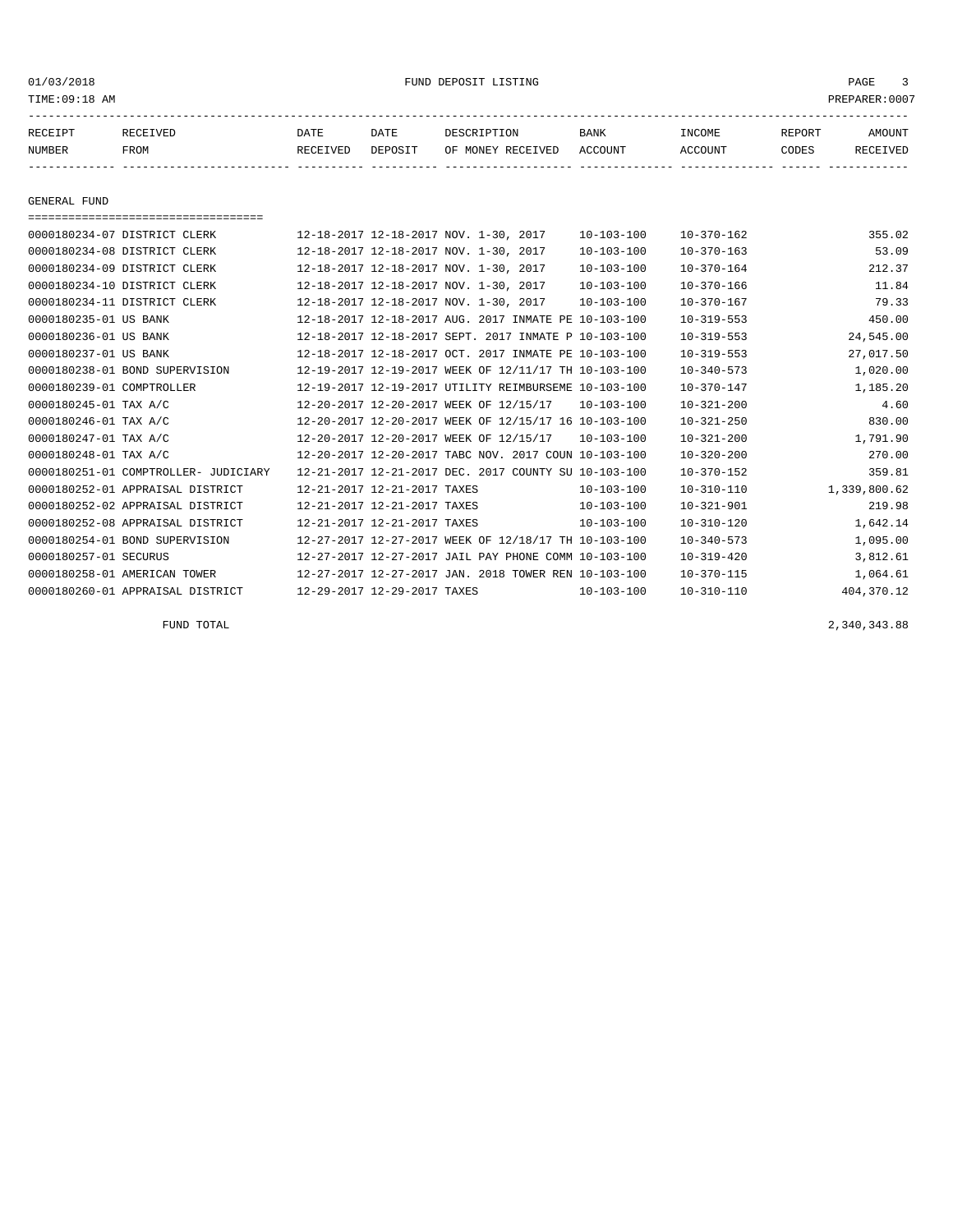FUND DEPOSIT LISTING

TIME:09:18 AM PREPARER:0007

| RECEIPT NUMBER | RECEIVED FROM | DATE RECEIVED | DATE DEPOSIT | DESCRIPTION OF MONEY RECEIVED | BANK ACCOUNT | INCOME ACCOUNT | REPORT CODES | AMOUNT RECEIVED |
|---|---|---|---|---|---|---|---|---|

## GENERAL FUND

| RECEIPT NUMBER | RECEIVED FROM | DATE RECEIVED | DATE DEPOSIT | DESCRIPTION OF MONEY RECEIVED | BANK ACCOUNT | INCOME ACCOUNT | REPORT CODES | AMOUNT RECEIVED |
|---|---|---|---|---|---|---|---|---|
| 0000180234-07 | DISTRICT CLERK | 12-18-2017 | 12-18-2017 | NOV. 1-30, 2017 | 10-103-100 | 10-370-162 | | 355.02 |
| 0000180234-08 | DISTRICT CLERK | 12-18-2017 | 12-18-2017 | NOV. 1-30, 2017 | 10-103-100 | 10-370-163 | | 53.09 |
| 0000180234-09 | DISTRICT CLERK | 12-18-2017 | 12-18-2017 | NOV. 1-30, 2017 | 10-103-100 | 10-370-164 | | 212.37 |
| 0000180234-10 | DISTRICT CLERK | 12-18-2017 | 12-18-2017 | NOV. 1-30, 2017 | 10-103-100 | 10-370-166 | | 11.84 |
| 0000180234-11 | DISTRICT CLERK | 12-18-2017 | 12-18-2017 | NOV. 1-30, 2017 | 10-103-100 | 10-370-167 | | 79.33 |
| 0000180235-01 | US BANK | 12-18-2017 | 12-18-2017 | AUG. 2017 INMATE PE | 10-103-100 | 10-319-553 | | 450.00 |
| 0000180236-01 | US BANK | 12-18-2017 | 12-18-2017 | SEPT. 2017 INMATE P | 10-103-100 | 10-319-553 | | 24,545.00 |
| 0000180237-01 | US BANK | 12-18-2017 | 12-18-2017 | OCT. 2017 INMATE PE | 10-103-100 | 10-319-553 | | 27,017.50 |
| 0000180238-01 | BOND SUPERVISION | 12-19-2017 | 12-19-2017 | WEEK OF 12/11/17 TH | 10-103-100 | 10-340-573 | | 1,020.00 |
| 0000180239-01 | COMPTROLLER | 12-19-2017 | 12-19-2017 | UTILITY REIMBURSEME | 10-103-100 | 10-370-147 | | 1,185.20 |
| 0000180245-01 | TAX A/C | 12-20-2017 | 12-20-2017 | WEEK OF 12/15/17 | 10-103-100 | 10-321-200 | | 4.60 |
| 0000180246-01 | TAX A/C | 12-20-2017 | 12-20-2017 | WEEK OF 12/15/17 16 | 10-103-100 | 10-321-250 | | 830.00 |
| 0000180247-01 | TAX A/C | 12-20-2017 | 12-20-2017 | WEEK OF 12/15/17 | 10-103-100 | 10-321-200 | | 1,791.90 |
| 0000180248-01 | TAX A/C | 12-20-2017 | 12-20-2017 | TABC NOV. 2017 COUN | 10-103-100 | 10-320-200 | | 270.00 |
| 0000180251-01 | COMPTROLLER- JUDICIARY | 12-21-2017 | 12-21-2017 | DEC. 2017 COUNTY SU | 10-103-100 | 10-370-152 | | 359.81 |
| 0000180252-01 | APPRAISAL DISTRICT | 12-21-2017 | 12-21-2017 | TAXES | 10-103-100 | 10-310-110 | | 1,339,800.62 |
| 0000180252-02 | APPRAISAL DISTRICT | 12-21-2017 | 12-21-2017 | TAXES | 10-103-100 | 10-321-901 | | 219.98 |
| 0000180252-08 | APPRAISAL DISTRICT | 12-21-2017 | 12-21-2017 | TAXES | 10-103-100 | 10-310-120 | | 1,642.14 |
| 0000180254-01 | BOND SUPERVISION | 12-27-2017 | 12-27-2017 | WEEK OF 12/18/17 TH | 10-103-100 | 10-340-573 | | 1,095.00 |
| 0000180257-01 | SECURUS | 12-27-2017 | 12-27-2017 | JAIL PAY PHONE COMM | 10-103-100 | 10-319-420 | | 3,812.61 |
| 0000180258-01 | AMERICAN TOWER | 12-27-2017 | 12-27-2017 | JAN. 2018 TOWER REN | 10-103-100 | 10-370-115 | | 1,064.61 |
| 0000180260-01 | APPRAISAL DISTRICT | 12-29-2017 | 12-29-2017 | TAXES | 10-103-100 | 10-310-110 | | 404,370.12 |
| | FUND TOTAL | | | | | | | 2,340,343.88 |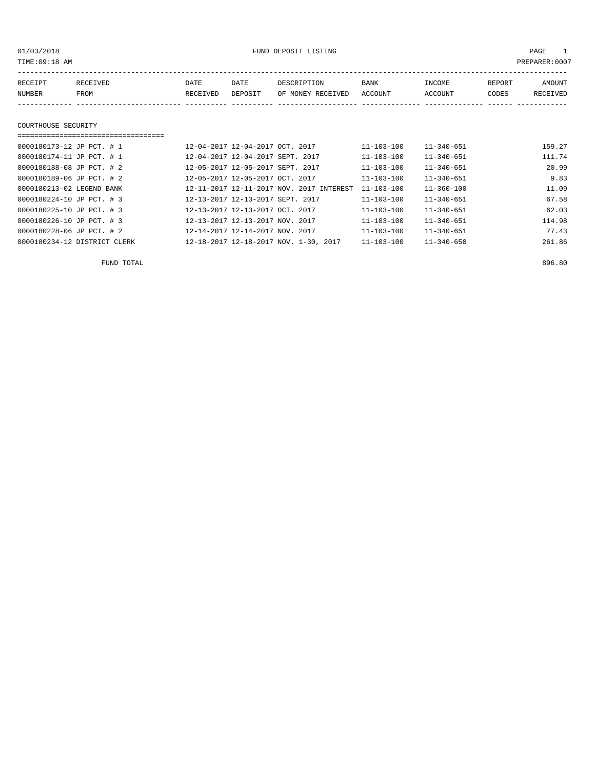01/03/2018 FUND DEPOSIT LISTING

TIME:09:18 AM PREPARER:0007

| RECEIPT NUMBER | RECEIVED FROM | DATE RECEIVED | DATE DEPOSIT | DESCRIPTION OF MONEY RECEIVED | BANK ACCOUNT | INCOME ACCOUNT | REPORT CODES | AMOUNT RECEIVED |
|---|---|---|---|---|---|---|---|---|

## COURTHOUSE SECURITY

| RECEIPT NUMBER | RECEIVED FROM | DATE RECEIVED | DATE DEPOSIT | DESCRIPTION OF MONEY RECEIVED | BANK ACCOUNT | INCOME ACCOUNT | REPORT CODES | AMOUNT RECEIVED |
|---|---|---|---|---|---|---|---|---|
| 0000180173-12 | JP PCT. # 1 | 12-04-2017 | 12-04-2017 | OCT. 2017 | 11-103-100 | 11-340-651 | | 159.27 |
| 0000180174-11 | JP PCT. # 1 | 12-04-2017 | 12-04-2017 | SEPT. 2017 | 11-103-100 | 11-340-651 | | 111.74 |
| 0000180188-08 | JP PCT. # 2 | 12-05-2017 | 12-05-2017 | SEPT. 2017 | 11-103-100 | 11-340-651 | | 20.99 |
| 0000180189-06 | JP PCT. # 2 | 12-05-2017 | 12-05-2017 | OCT. 2017 | 11-103-100 | 11-340-651 | | 9.83 |
| 0000180213-02 | LEGEND BANK | 12-11-2017 | 12-11-2017 | NOV. 2017 INTEREST | 11-103-100 | 11-360-100 | | 11.09 |
| 0000180224-10 | JP PCT. # 3 | 12-13-2017 | 12-13-2017 | SEPT. 2017 | 11-103-100 | 11-340-651 | | 67.58 |
| 0000180225-10 | JP PCT. # 3 | 12-13-2017 | 12-13-2017 | OCT. 2017 | 11-103-100 | 11-340-651 | | 62.03 |
| 0000180226-10 | JP PCT. # 3 | 12-13-2017 | 12-13-2017 | NOV. 2017 | 11-103-100 | 11-340-651 | | 114.98 |
| 0000180228-06 | JP PCT. # 2 | 12-14-2017 | 12-14-2017 | NOV. 2017 | 11-103-100 | 11-340-651 | | 77.43 |
| 0000180234-12 | DISTRICT CLERK | 12-18-2017 | 12-18-2017 | NOV. 1-30, 2017 | 11-103-100 | 11-340-650 | | 261.86 |
| | FUND TOTAL | | | | | | | 896.80 |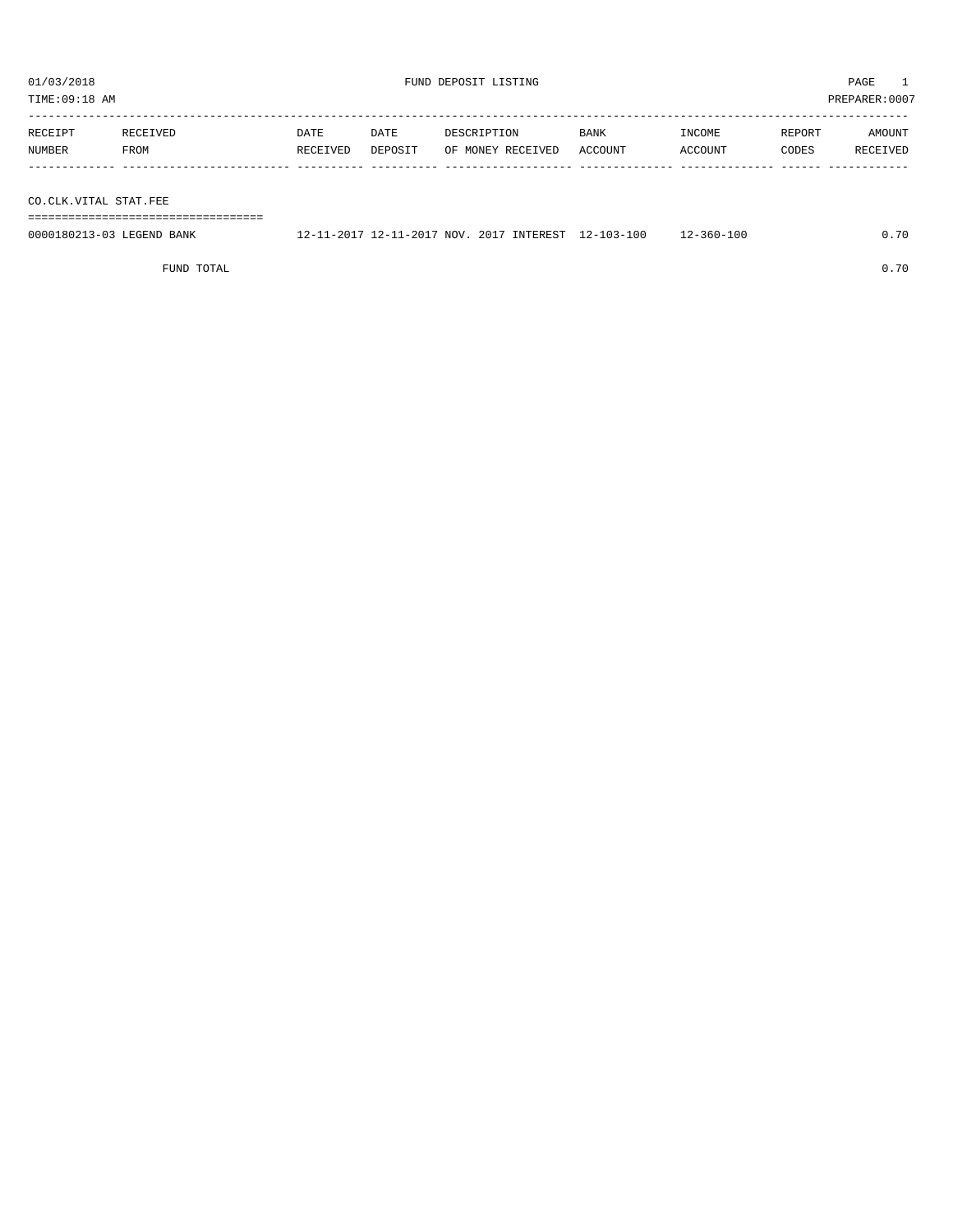01/03/2018 FUND DEPOSIT LISTING PAGE 1

TIME:09:18 AM PREPARER:0007

| RECEIPT NUMBER | RECEIVED FROM | DATE RECEIVED | DATE DEPOSIT | DESCRIPTION OF MONEY RECEIVED | BANK ACCOUNT | INCOME ACCOUNT | REPORT CODES | AMOUNT RECEIVED |
|---|---|---|---|---|---|---|---|---|
| **CO.CLK.VITAL STAT.FEE** | | | | | | | | |
| 0000180213-03 | LEGEND BANK | 12-11-2017 | 12-11-2017 | NOV. 2017 INTEREST | 12-103-100 | 12-360-100 | | 0.70 |
| | FUND TOTAL | | | | | | | 0.70 |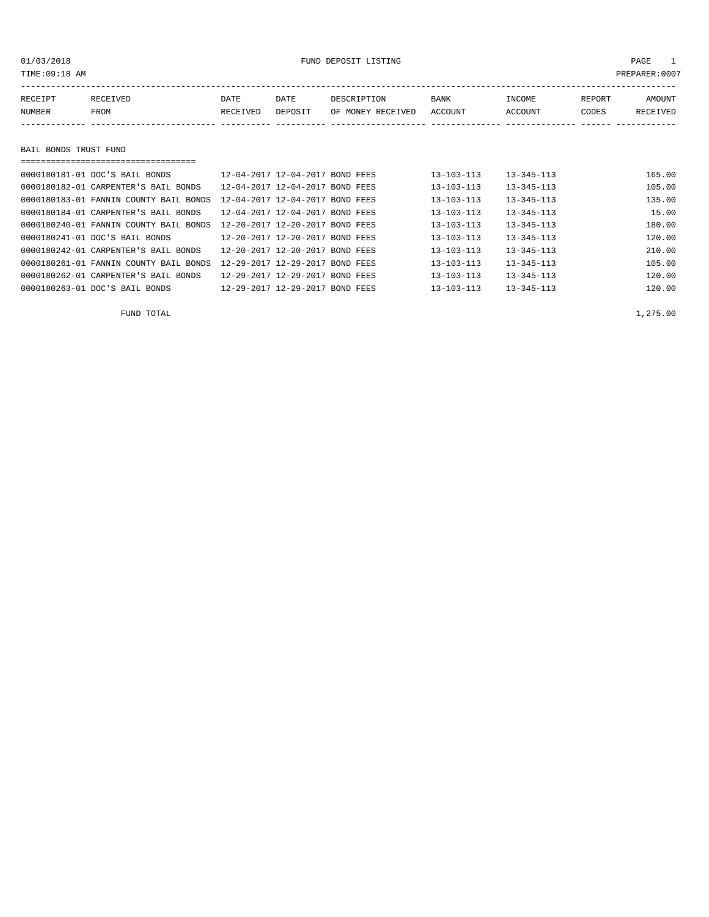01/03/2018 FUND DEPOSIT LISTING PAGE 1

TIME:09:18 AM PREPARER:0007

| RECEIPT NUMBER | RECEIVED FROM | DATE RECEIVED | DATE DEPOSIT | DESCRIPTION OF MONEY RECEIVED | BANK ACCOUNT | INCOME ACCOUNT | REPORT CODES | AMOUNT RECEIVED |
|---|---|---|---|---|---|---|---|---|
| **BAIL BONDS TRUST FUND** | | | | | | | | |
| 0000180181-01 | DOC'S BAIL BONDS | 12-04-2017 | 12-04-2017 | BOND FEES | 13-103-113 | 13-345-113 | | 165.00 |
| 0000180182-01 | CARPENTER'S BAIL BONDS | 12-04-2017 | 12-04-2017 | BOND FEES | 13-103-113 | 13-345-113 | | 105.00 |
| 0000180183-01 | FANNIN COUNTY BAIL BONDS | 12-04-2017 | 12-04-2017 | BOND FEES | 13-103-113 | 13-345-113 | | 135.00 |
| 0000180184-01 | CARPENTER'S BAIL BONDS | 12-04-2017 | 12-04-2017 | BOND FEES | 13-103-113 | 13-345-113 | | 15.00 |
| 0000180240-01 | FANNIN COUNTY BAIL BONDS | 12-20-2017 | 12-20-2017 | BOND FEES | 13-103-113 | 13-345-113 | | 180.00 |
| 0000180241-01 | DOC'S BAIL BONDS | 12-20-2017 | 12-20-2017 | BOND FEES | 13-103-113 | 13-345-113 | | 120.00 |
| 0000180242-01 | CARPENTER'S BAIL BONDS | 12-20-2017 | 12-20-2017 | BOND FEES | 13-103-113 | 13-345-113 | | 210.00 |
| 0000180261-01 | FANNIN COUNTY BAIL BONDS | 12-29-2017 | 12-29-2017 | BOND FEES | 13-103-113 | 13-345-113 | | 105.00 |
| 0000180262-01 | CARPENTER'S BAIL BONDS | 12-29-2017 | 12-29-2017 | BOND FEES | 13-103-113 | 13-345-113 | | 120.00 |
| 0000180263-01 | DOC'S BAIL BONDS | 12-29-2017 | 12-29-2017 | BOND FEES | 13-103-113 | 13-345-113 | | 120.00 |
| | FUND TOTAL | | | | | | | 1,275.00 |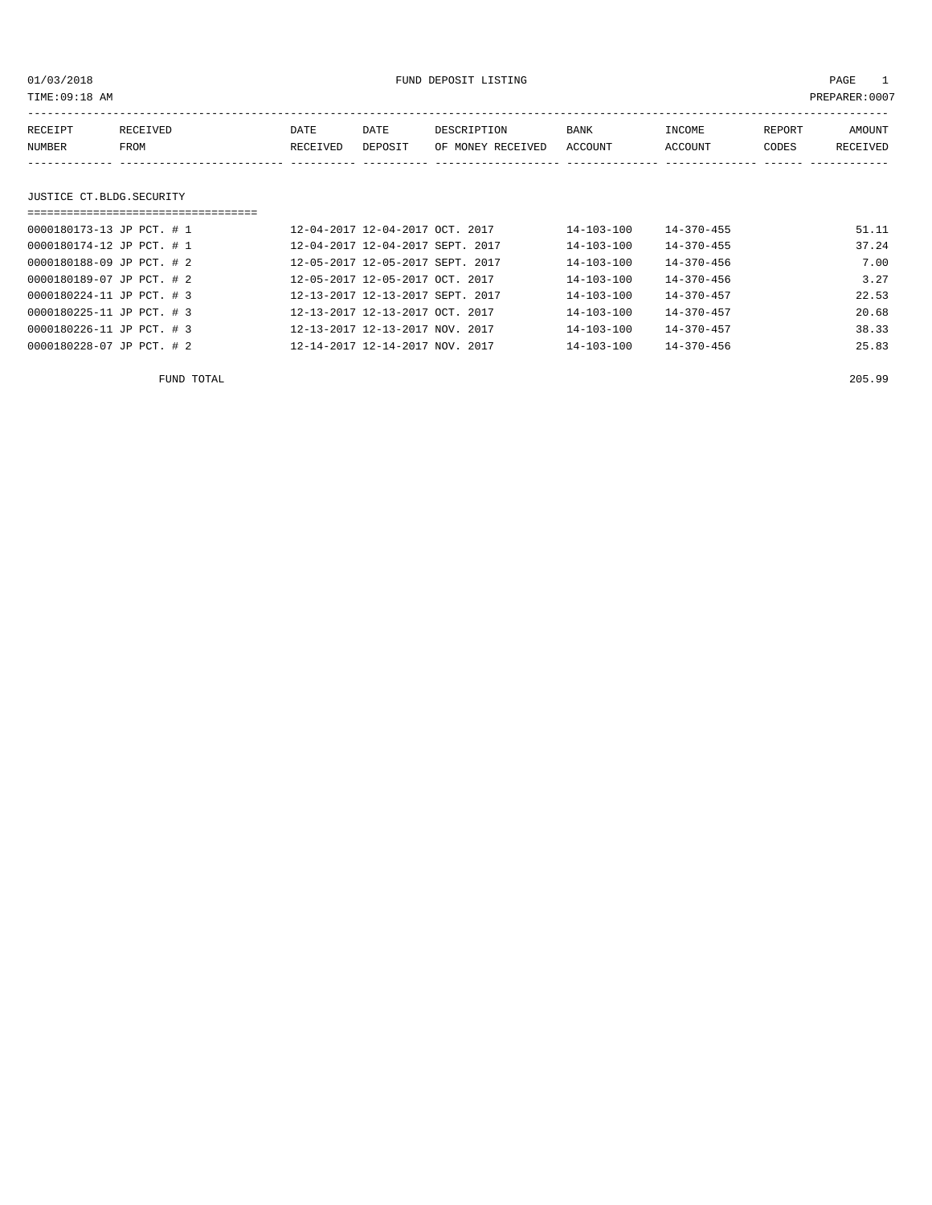01/03/2018 FUND DEPOSIT LISTING

TIME:09:18 AM PREPARER:0007

| RECEIPT NUMBER | RECEIVED FROM | DATE RECEIVED | DATE DEPOSIT | DESCRIPTION OF MONEY RECEIVED | BANK ACCOUNT | INCOME ACCOUNT | REPORT CODES | AMOUNT RECEIVED |
|---|---|---|---|---|---|---|---|---|

## JUSTICE CT.BLDG.SECURITY

| RECEIPT NUMBER | RECEIVED FROM | DATE RECEIVED | DATE DEPOSIT | DESCRIPTION OF MONEY RECEIVED | BANK ACCOUNT | INCOME ACCOUNT | REPORT CODES | AMOUNT RECEIVED |
|---|---|---|---|---|---|---|---|---|
| 0000180173-13 | JP PCT. # 1 | 12-04-2017 | 12-04-2017 | OCT. 2017 | 14-103-100 | 14-370-455 | | 51.11 |
| 0000180174-12 | JP PCT. # 1 | 12-04-2017 | 12-04-2017 | SEPT. 2017 | 14-103-100 | 14-370-455 | | 37.24 |
| 0000180188-09 | JP PCT. # 2 | 12-05-2017 | 12-05-2017 | SEPT. 2017 | 14-103-100 | 14-370-456 | | 7.00 |
| 0000180189-07 | JP PCT. # 2 | 12-05-2017 | 12-05-2017 | OCT. 2017 | 14-103-100 | 14-370-456 | | 3.27 |
| 0000180224-11 | JP PCT. # 3 | 12-13-2017 | 12-13-2017 | SEPT. 2017 | 14-103-100 | 14-370-457 | | 22.53 |
| 0000180225-11 | JP PCT. # 3 | 12-13-2017 | 12-13-2017 | OCT. 2017 | 14-103-100 | 14-370-457 | | 20.68 |
| 0000180226-11 | JP PCT. # 3 | 12-13-2017 | 12-13-2017 | NOV. 2017 | 14-103-100 | 14-370-457 | | 38.33 |
| 0000180228-07 | JP PCT. # 2 | 12-14-2017 | 12-14-2017 | NOV. 2017 | 14-103-100 | 14-370-456 | | 25.83 |
| | FUND TOTAL | | | | | | | 205.99 |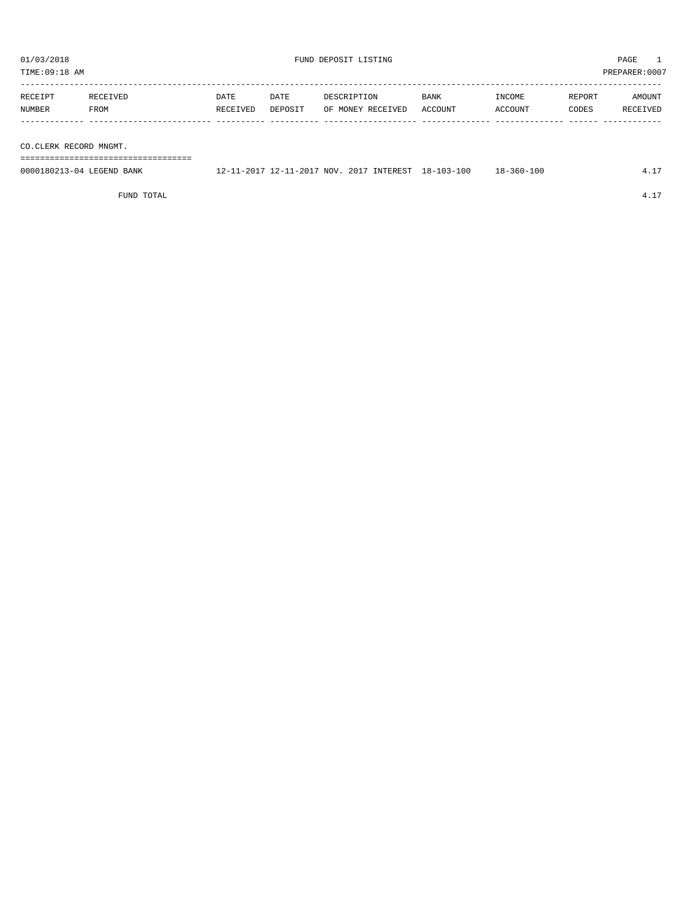01/03/2018 FUND DEPOSIT LISTING PAGE 1
TIME:09:18 AM PREPARER:0007

| RECEIPT NUMBER | RECEIVED FROM | DATE RECEIVED | DATE DEPOSIT | DESCRIPTION OF MONEY RECEIVED | BANK ACCOUNT | INCOME ACCOUNT | REPORT CODES | AMOUNT RECEIVED |
|---|---|---|---|---|---|---|---|---|
| CO.CLERK RECORD MNGMT. | | | | | | | | |
| 0000180213-04 | LEGEND BANK | 12-11-2017 | 12-11-2017 | NOV. 2017 INTEREST | 18-103-100 | 18-360-100 | | 4.17 |
| | FUND TOTAL | | | | | | | 4.17 |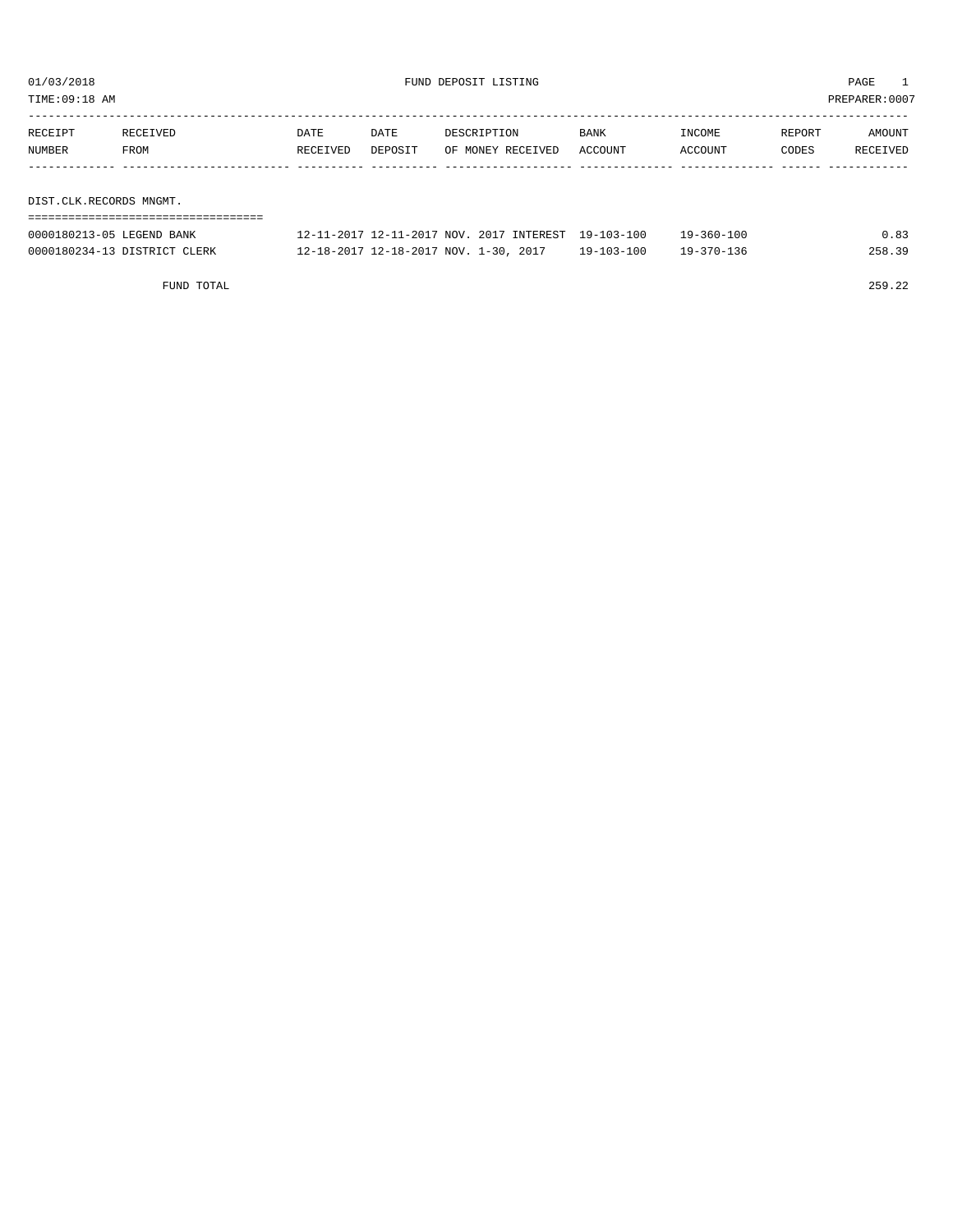01/03/2018 FUND DEPOSIT LISTING PAGE 1

TIME:09:18 AM PREPARER:0007

| RECEIPT NUMBER | RECEIVED FROM | DATE RECEIVED | DATE DEPOSIT | DESCRIPTION OF MONEY RECEIVED | BANK ACCOUNT | INCOME ACCOUNT | REPORT CODES | AMOUNT RECEIVED |
|---|---|---|---|---|---|---|---|---|
| **DIST.CLK.RECORDS MNGMT.** | | | | | | | | |
| 0000180213-05 | LEGEND BANK | 12-11-2017 | 12-11-2017 | NOV. 2017 INTEREST | 19-103-100 | 19-360-100 | | 0.83 |
| 0000180234-13 | DISTRICT CLERK | 12-18-2017 | 12-18-2017 | NOV. 1-30, 2017 | 19-103-100 | 19-370-136 | | 258.39 |
| | FUND TOTAL | | | | | | | 259.22 |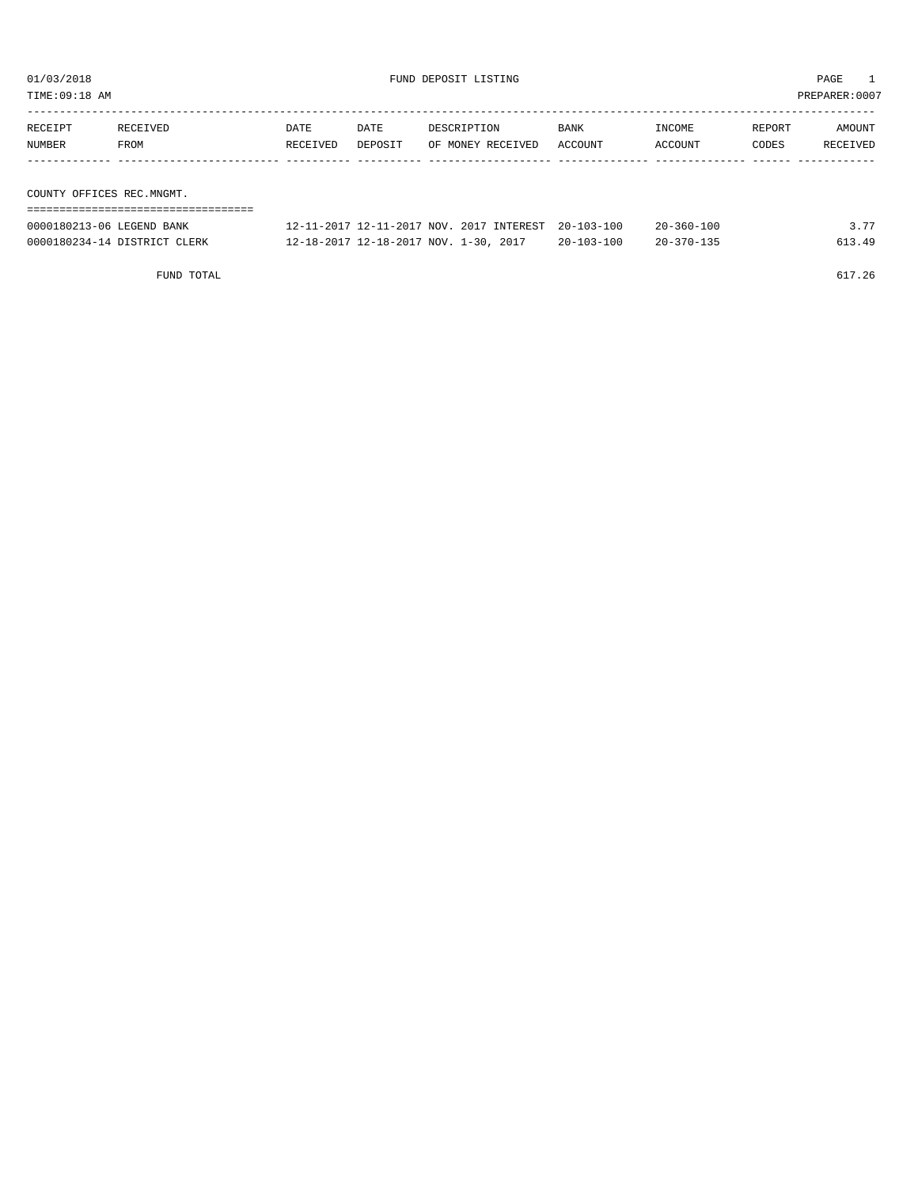01/03/2018 FUND DEPOSIT LISTING PAGE 1

TIME:09:18 AM PREPARER:0007

| RECEIPT NUMBER | RECEIVED FROM | DATE RECEIVED | DATE DEPOSIT | DESCRIPTION OF MONEY RECEIVED | BANK ACCOUNT | INCOME ACCOUNT | REPORT CODES | AMOUNT RECEIVED |
|---|---|---|---|---|---|---|---|---|
| **COUNTY OFFICES REC.MNGMT.** | | | | | | | | |
| 0000180213-06 | LEGEND BANK | 12-11-2017 | 12-11-2017 | NOV. 2017 INTEREST | 20-103-100 | 20-360-100 | | 3.77 |
| 0000180234-14 | DISTRICT CLERK | 12-18-2017 | 12-18-2017 | NOV. 1-30, 2017 | 20-103-100 | 20-370-135 | | 613.49 |
| | FUND TOTAL | | | | | | | 617.26 |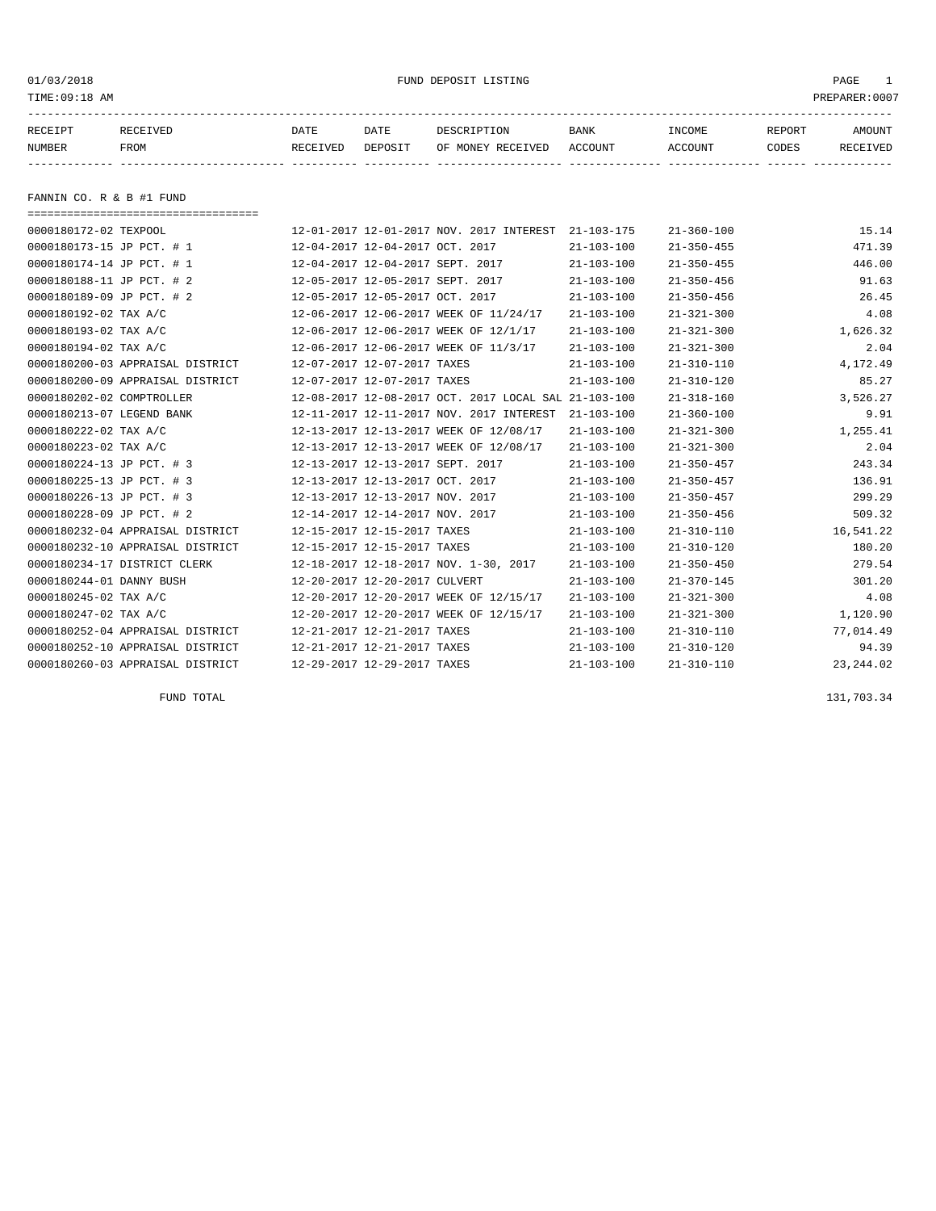01/03/2018 FUND DEPOSIT LISTING

TIME:09:18 AM PREPARER:0007

| RECEIPT NUMBER | RECEIVED FROM | DATE RECEIVED | DATE DEPOSIT | DESCRIPTION OF MONEY RECEIVED | BANK ACCOUNT | INCOME ACCOUNT | REPORT CODES | AMOUNT RECEIVED |
|---|---|---|---|---|---|---|---|---|
| **FANNIN CO. R & B #1 FUND** | | | | | | | | |
| 0000180172-02 | TEXPOOL | 12-01-2017 | 12-01-2017 | NOV. 2017 INTEREST | 21-103-175 | 21-360-100 | | 15.14 |
| 0000180173-15 | JP PCT. # 1 | 12-04-2017 | 12-04-2017 | OCT. 2017 | 21-103-100 | 21-350-455 | | 471.39 |
| 0000180174-14 | JP PCT. # 1 | 12-04-2017 | 12-04-2017 | SEPT. 2017 | 21-103-100 | 21-350-455 | | 446.00 |
| 0000180188-11 | JP PCT. # 2 | 12-05-2017 | 12-05-2017 | SEPT. 2017 | 21-103-100 | 21-350-456 | | 91.63 |
| 0000180189-09 | JP PCT. # 2 | 12-05-2017 | 12-05-2017 | OCT. 2017 | 21-103-100 | 21-350-456 | | 26.45 |
| 0000180192-02 | TAX A/C | 12-06-2017 | 12-06-2017 | WEEK OF 11/24/17 | 21-103-100 | 21-321-300 | | 4.08 |
| 0000180193-02 | TAX A/C | 12-06-2017 | 12-06-2017 | WEEK OF 12/1/17 | 21-103-100 | 21-321-300 | | 1,626.32 |
| 0000180194-02 | TAX A/C | 12-06-2017 | 12-06-2017 | WEEK OF 11/3/17 | 21-103-100 | 21-321-300 | | 2.04 |
| 0000180200-03 | APPRAISAL DISTRICT | 12-07-2017 | 12-07-2017 | TAXES | 21-103-100 | 21-310-110 | | 4,172.49 |
| 0000180200-09 | APPRAISAL DISTRICT | 12-07-2017 | 12-07-2017 | TAXES | 21-103-100 | 21-310-120 | | 85.27 |
| 0000180202-02 | COMPTROLLER | 12-08-2017 | 12-08-2017 | OCT. 2017 LOCAL SAL | 21-103-100 | 21-318-160 | | 3,526.27 |
| 0000180213-07 | LEGEND BANK | 12-11-2017 | 12-11-2017 | NOV. 2017 INTEREST | 21-103-100 | 21-360-100 | | 9.91 |
| 0000180222-02 | TAX A/C | 12-13-2017 | 12-13-2017 | WEEK OF 12/08/17 | 21-103-100 | 21-321-300 | | 1,255.41 |
| 0000180223-02 | TAX A/C | 12-13-2017 | 12-13-2017 | WEEK OF 12/08/17 | 21-103-100 | 21-321-300 | | 2.04 |
| 0000180224-13 | JP PCT. # 3 | 12-13-2017 | 12-13-2017 | SEPT. 2017 | 21-103-100 | 21-350-457 | | 243.34 |
| 0000180225-13 | JP PCT. # 3 | 12-13-2017 | 12-13-2017 | OCT. 2017 | 21-103-100 | 21-350-457 | | 136.91 |
| 0000180226-13 | JP PCT. # 3 | 12-13-2017 | 12-13-2017 | NOV. 2017 | 21-103-100 | 21-350-457 | | 299.29 |
| 0000180228-09 | JP PCT. # 2 | 12-14-2017 | 12-14-2017 | NOV. 2017 | 21-103-100 | 21-350-456 | | 509.32 |
| 0000180232-04 | APPRAISAL DISTRICT | 12-15-2017 | 12-15-2017 | TAXES | 21-103-100 | 21-310-110 | | 16,541.22 |
| 0000180232-10 | APPRAISAL DISTRICT | 12-15-2017 | 12-15-2017 | TAXES | 21-103-100 | 21-310-120 | | 180.20 |
| 0000180234-17 | DISTRICT CLERK | 12-18-2017 | 12-18-2017 | NOV. 1-30, 2017 | 21-103-100 | 21-350-450 | | 279.54 |
| 0000180244-01 | DANNY BUSH | 12-20-2017 | 12-20-2017 | CULVERT | 21-103-100 | 21-370-145 | | 301.20 |
| 0000180245-02 | TAX A/C | 12-20-2017 | 12-20-2017 | WEEK OF 12/15/17 | 21-103-100 | 21-321-300 | | 4.08 |
| 0000180247-02 | TAX A/C | 12-20-2017 | 12-20-2017 | WEEK OF 12/15/17 | 21-103-100 | 21-321-300 | | 1,120.90 |
| 0000180252-04 | APPRAISAL DISTRICT | 12-21-2017 | 12-21-2017 | TAXES | 21-103-100 | 21-310-110 | | 77,014.49 |
| 0000180252-10 | APPRAISAL DISTRICT | 12-21-2017 | 12-21-2017 | TAXES | 21-103-100 | 21-310-120 | | 94.39 |
| 0000180260-03 | APPRAISAL DISTRICT | 12-29-2017 | 12-29-2017 | TAXES | 21-103-100 | 21-310-110 | | 23,244.02 |
| | FUND TOTAL | | | | | | | 131,703.34 |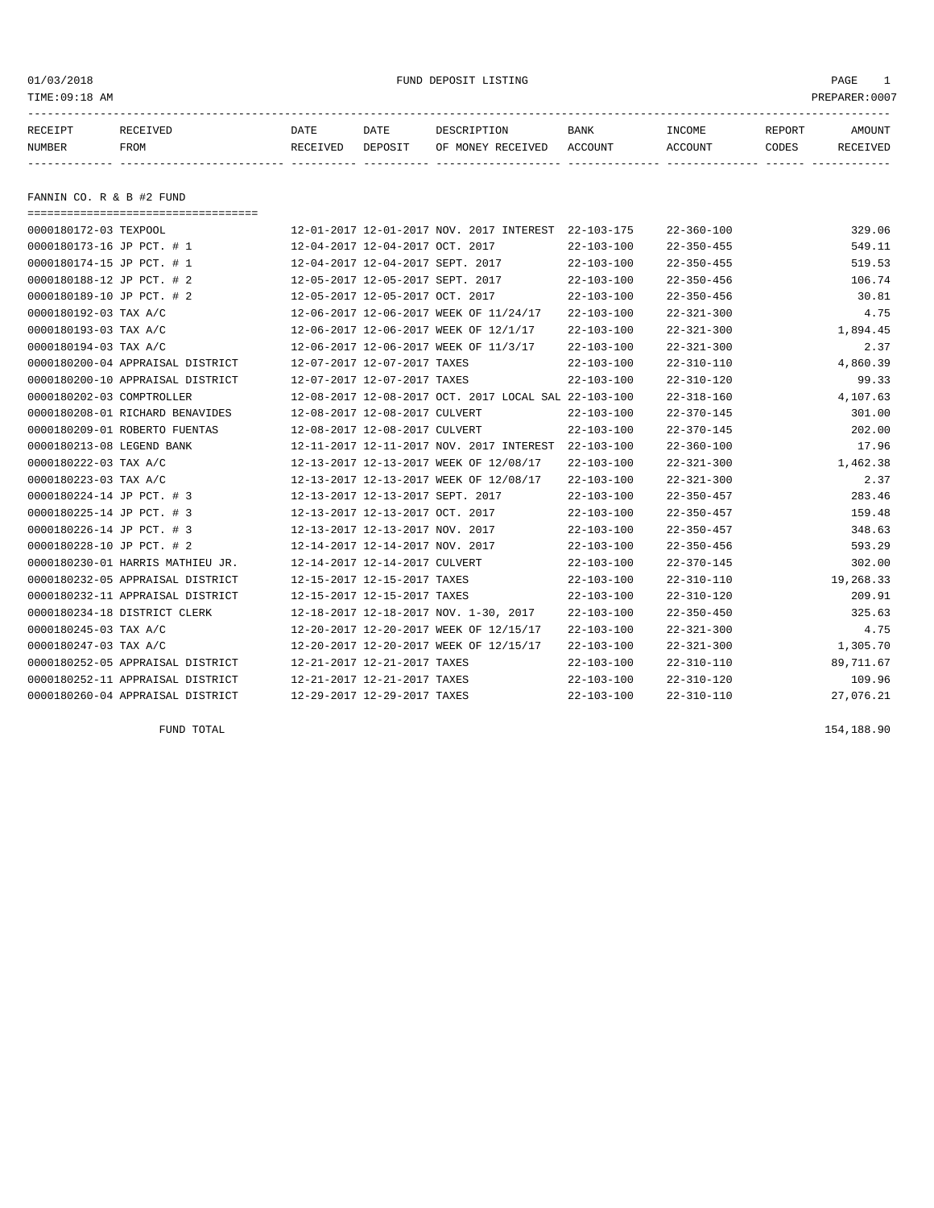01/03/2018 FUND DEPOSIT LISTING PAGE 1

TIME:09:18 AM PREPARER:0007

| RECEIPT NUMBER | RECEIVED FROM | DATE RECEIVED | DATE DEPOSIT | DESCRIPTION OF MONEY RECEIVED | BANK ACCOUNT | INCOME ACCOUNT | REPORT CODES | AMOUNT RECEIVED |
|---|---|---|---|---|---|---|---|---|

## FANNIN CO. R & B #2 FUND

| RECEIPT NUMBER | RECEIVED FROM | DATE RECEIVED | DATE DEPOSIT | DESCRIPTION OF MONEY RECEIVED | BANK ACCOUNT | INCOME ACCOUNT | REPORT CODES | AMOUNT RECEIVED |
|---|---|---|---|---|---|---|---|---|
| 0000180172-03 | TEXPOOL | 12-01-2017 | 12-01-2017 | NOV. 2017 INTEREST | 22-103-175 | 22-360-100 | | 329.06 |
| 0000180173-16 | JP PCT. # 1 | 12-04-2017 | 12-04-2017 | OCT. 2017 | 22-103-100 | 22-350-455 | | 549.11 |
| 0000180174-15 | JP PCT. # 1 | 12-04-2017 | 12-04-2017 | SEPT. 2017 | 22-103-100 | 22-350-455 | | 519.53 |
| 0000180188-12 | JP PCT. # 2 | 12-05-2017 | 12-05-2017 | SEPT. 2017 | 22-103-100 | 22-350-456 | | 106.74 |
| 0000180189-10 | JP PCT. # 2 | 12-05-2017 | 12-05-2017 | OCT. 2017 | 22-103-100 | 22-350-456 | | 30.81 |
| 0000180192-03 | TAX A/C | 12-06-2017 | 12-06-2017 | WEEK OF 11/24/17 | 22-103-100 | 22-321-300 | | 4.75 |
| 0000180193-03 | TAX A/C | 12-06-2017 | 12-06-2017 | WEEK OF 12/1/17 | 22-103-100 | 22-321-300 | | 1,894.45 |
| 0000180194-03 | TAX A/C | 12-06-2017 | 12-06-2017 | WEEK OF 11/3/17 | 22-103-100 | 22-321-300 | | 2.37 |
| 0000180200-04 | APPRAISAL DISTRICT | 12-07-2017 | 12-07-2017 | TAXES | 22-103-100 | 22-310-110 | | 4,860.39 |
| 0000180200-10 | APPRAISAL DISTRICT | 12-07-2017 | 12-07-2017 | TAXES | 22-103-100 | 22-310-120 | | 99.33 |
| 0000180202-03 | COMPTROLLER | 12-08-2017 | 12-08-2017 | OCT. 2017 LOCAL SAL | 22-103-100 | 22-318-160 | | 4,107.63 |
| 0000180208-01 | RICHARD BENAVIDES | 12-08-2017 | 12-08-2017 | CULVERT | 22-103-100 | 22-370-145 | | 301.00 |
| 0000180209-01 | ROBERTO FUENTAS | 12-08-2017 | 12-08-2017 | CULVERT | 22-103-100 | 22-370-145 | | 202.00 |
| 0000180213-08 | LEGEND BANK | 12-11-2017 | 12-11-2017 | NOV. 2017 INTEREST | 22-103-100 | 22-360-100 | | 17.96 |
| 0000180222-03 | TAX A/C | 12-13-2017 | 12-13-2017 | WEEK OF 12/08/17 | 22-103-100 | 22-321-300 | | 1,462.38 |
| 0000180223-03 | TAX A/C | 12-13-2017 | 12-13-2017 | WEEK OF 12/08/17 | 22-103-100 | 22-321-300 | | 2.37 |
| 0000180224-14 | JP PCT. # 3 | 12-13-2017 | 12-13-2017 | SEPT. 2017 | 22-103-100 | 22-350-457 | | 283.46 |
| 0000180225-14 | JP PCT. # 3 | 12-13-2017 | 12-13-2017 | OCT. 2017 | 22-103-100 | 22-350-457 | | 159.48 |
| 0000180226-14 | JP PCT. # 3 | 12-13-2017 | 12-13-2017 | NOV. 2017 | 22-103-100 | 22-350-457 | | 348.63 |
| 0000180228-10 | JP PCT. # 2 | 12-14-2017 | 12-14-2017 | NOV. 2017 | 22-103-100 | 22-350-456 | | 593.29 |
| 0000180230-01 | HARRIS MATHIEU JR. | 12-14-2017 | 12-14-2017 | CULVERT | 22-103-100 | 22-370-145 | | 302.00 |
| 0000180232-05 | APPRAISAL DISTRICT | 12-15-2017 | 12-15-2017 | TAXES | 22-103-100 | 22-310-110 | | 19,268.33 |
| 0000180232-11 | APPRAISAL DISTRICT | 12-15-2017 | 12-15-2017 | TAXES | 22-103-100 | 22-310-120 | | 209.91 |
| 0000180234-18 | DISTRICT CLERK | 12-18-2017 | 12-18-2017 | NOV. 1-30, 2017 | 22-103-100 | 22-350-450 | | 325.63 |
| 0000180245-03 | TAX A/C | 12-20-2017 | 12-20-2017 | WEEK OF 12/15/17 | 22-103-100 | 22-321-300 | | 4.75 |
| 0000180247-03 | TAX A/C | 12-20-2017 | 12-20-2017 | WEEK OF 12/15/17 | 22-103-100 | 22-321-300 | | 1,305.70 |
| 0000180252-05 | APPRAISAL DISTRICT | 12-21-2017 | 12-21-2017 | TAXES | 22-103-100 | 22-310-110 | | 89,711.67 |
| 0000180252-11 | APPRAISAL DISTRICT | 12-21-2017 | 12-21-2017 | TAXES | 22-103-100 | 22-310-120 | | 109.96 |
| 0000180260-04 | APPRAISAL DISTRICT | 12-29-2017 | 12-29-2017 | TAXES | 22-103-100 | 22-310-110 | | 27,076.21 |
| | FUND TOTAL | | | | | | | 154,188.90 |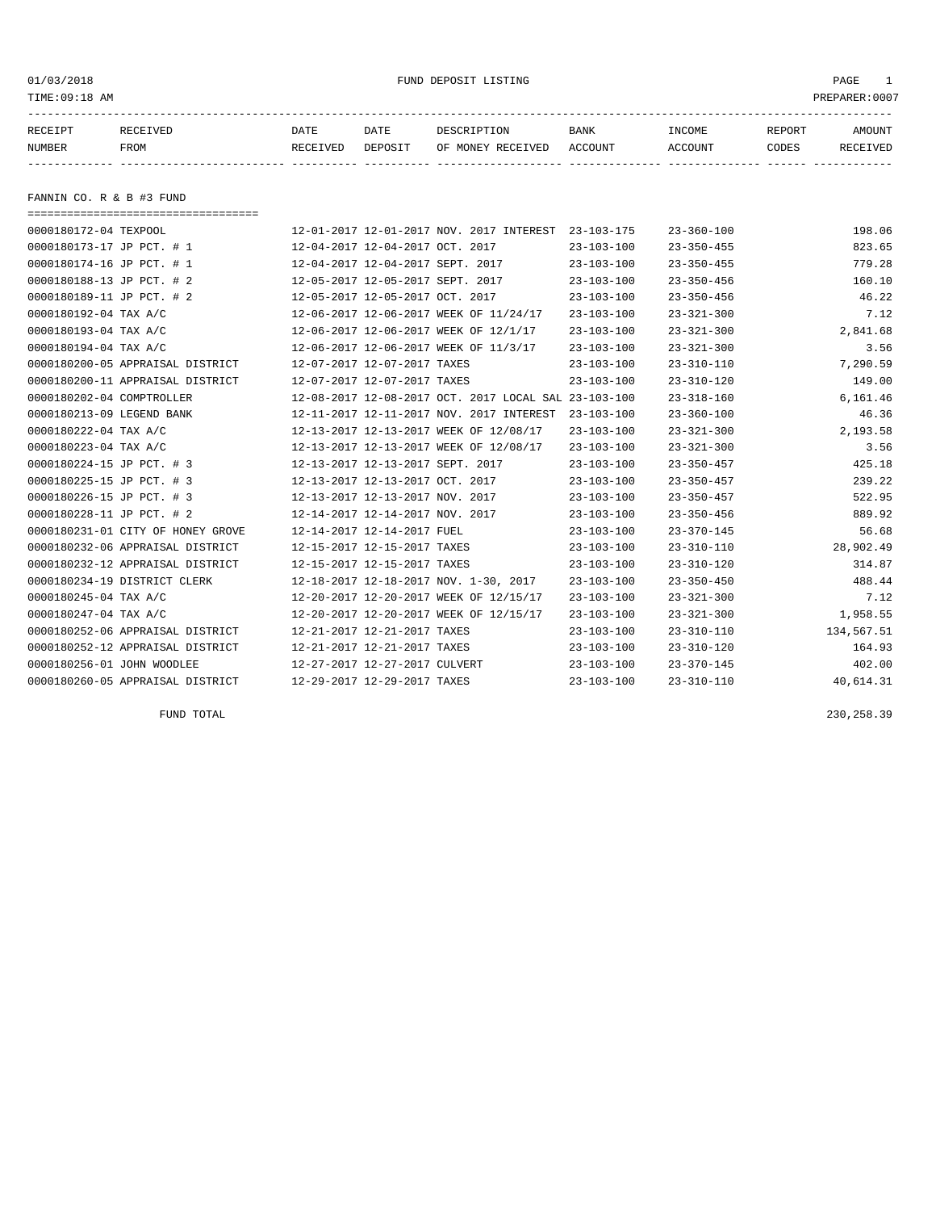01/03/2018 FUND DEPOSIT LISTING

TIME:09:18 AM PREPARER:0007

| RECEIPT NUMBER | RECEIVED FROM | DATE RECEIVED | DATE DEPOSIT | DESCRIPTION OF MONEY RECEIVED | BANK ACCOUNT | INCOME ACCOUNT | REPORT CODES | AMOUNT RECEIVED |
|---|---|---|---|---|---|---|---|---|

## FANNIN CO. R & B #3 FUND

| RECEIPT NUMBER | RECEIVED FROM | DATE RECEIVED | DATE DEPOSIT | DESCRIPTION OF MONEY RECEIVED | BANK ACCOUNT | INCOME ACCOUNT | REPORT CODES | AMOUNT RECEIVED |
|---|---|---|---|---|---|---|---|---|
| 0000180172-04 | TEXPOOL | 12-01-2017 | 12-01-2017 | NOV. 2017 INTEREST | 23-103-175 | 23-360-100 | | 198.06 |
| 0000180173-17 | JP PCT. # 1 | 12-04-2017 | 12-04-2017 | OCT. 2017 | 23-103-100 | 23-350-455 | | 823.65 |
| 0000180174-16 | JP PCT. # 1 | 12-04-2017 | 12-04-2017 | SEPT. 2017 | 23-103-100 | 23-350-455 | | 779.28 |
| 0000180188-13 | JP PCT. # 2 | 12-05-2017 | 12-05-2017 | SEPT. 2017 | 23-103-100 | 23-350-456 | | 160.10 |
| 0000180189-11 | JP PCT. # 2 | 12-05-2017 | 12-05-2017 | OCT. 2017 | 23-103-100 | 23-350-456 | | 46.22 |
| 0000180192-04 | TAX A/C | 12-06-2017 | 12-06-2017 | WEEK OF 11/24/17 | 23-103-100 | 23-321-300 | | 7.12 |
| 0000180193-04 | TAX A/C | 12-06-2017 | 12-06-2017 | WEEK OF 12/1/17 | 23-103-100 | 23-321-300 | | 2,841.68 |
| 0000180194-04 | TAX A/C | 12-06-2017 | 12-06-2017 | WEEK OF 11/3/17 | 23-103-100 | 23-321-300 | | 3.56 |
| 0000180200-05 | APPRAISAL DISTRICT | 12-07-2017 | 12-07-2017 | TAXES | 23-103-100 | 23-310-110 | | 7,290.59 |
| 0000180200-11 | APPRAISAL DISTRICT | 12-07-2017 | 12-07-2017 | TAXES | 23-103-100 | 23-310-120 | | 149.00 |
| 0000180202-04 | COMPTROLLER | 12-08-2017 | 12-08-2017 | OCT. 2017 LOCAL SAL | 23-103-100 | 23-318-160 | | 6,161.46 |
| 0000180213-09 | LEGEND BANK | 12-11-2017 | 12-11-2017 | NOV. 2017 INTEREST | 23-103-100 | 23-360-100 | | 46.36 |
| 0000180222-04 | TAX A/C | 12-13-2017 | 12-13-2017 | WEEK OF 12/08/17 | 23-103-100 | 23-321-300 | | 2,193.58 |
| 0000180223-04 | TAX A/C | 12-13-2017 | 12-13-2017 | WEEK OF 12/08/17 | 23-103-100 | 23-321-300 | | 3.56 |
| 0000180224-15 | JP PCT. # 3 | 12-13-2017 | 12-13-2017 | SEPT. 2017 | 23-103-100 | 23-350-457 | | 425.18 |
| 0000180225-15 | JP PCT. # 3 | 12-13-2017 | 12-13-2017 | OCT. 2017 | 23-103-100 | 23-350-457 | | 239.22 |
| 0000180226-15 | JP PCT. # 3 | 12-13-2017 | 12-13-2017 | NOV. 2017 | 23-103-100 | 23-350-457 | | 522.95 |
| 0000180228-11 | JP PCT. # 2 | 12-14-2017 | 12-14-2017 | NOV. 2017 | 23-103-100 | 23-350-456 | | 889.92 |
| 0000180231-01 | CITY OF HONEY GROVE | 12-14-2017 | 12-14-2017 | FUEL | 23-103-100 | 23-370-145 | | 56.68 |
| 0000180232-06 | APPRAISAL DISTRICT | 12-15-2017 | 12-15-2017 | TAXES | 23-103-100 | 23-310-110 | | 28,902.49 |
| 0000180232-12 | APPRAISAL DISTRICT | 12-15-2017 | 12-15-2017 | TAXES | 23-103-100 | 23-310-120 | | 314.87 |
| 0000180234-19 | DISTRICT CLERK | 12-18-2017 | 12-18-2017 | NOV. 1-30, 2017 | 23-103-100 | 23-350-450 | | 488.44 |
| 0000180245-04 | TAX A/C | 12-20-2017 | 12-20-2017 | WEEK OF 12/15/17 | 23-103-100 | 23-321-300 | | 7.12 |
| 0000180247-04 | TAX A/C | 12-20-2017 | 12-20-2017 | WEEK OF 12/15/17 | 23-103-100 | 23-321-300 | | 1,958.55 |
| 0000180252-06 | APPRAISAL DISTRICT | 12-21-2017 | 12-21-2017 | TAXES | 23-103-100 | 23-310-110 | | 134,567.51 |
| 0000180252-12 | APPRAISAL DISTRICT | 12-21-2017 | 12-21-2017 | TAXES | 23-103-100 | 23-310-120 | | 164.93 |
| 0000180256-01 | JOHN WOODLEE | 12-27-2017 | 12-27-2017 | CULVERT | 23-103-100 | 23-370-145 | | 402.00 |
| 0000180260-05 | APPRAISAL DISTRICT | 12-29-2017 | 12-29-2017 | TAXES | 23-103-100 | 23-310-110 | | 40,614.31 |
| | FUND TOTAL | | | | | | | 230,258.39 |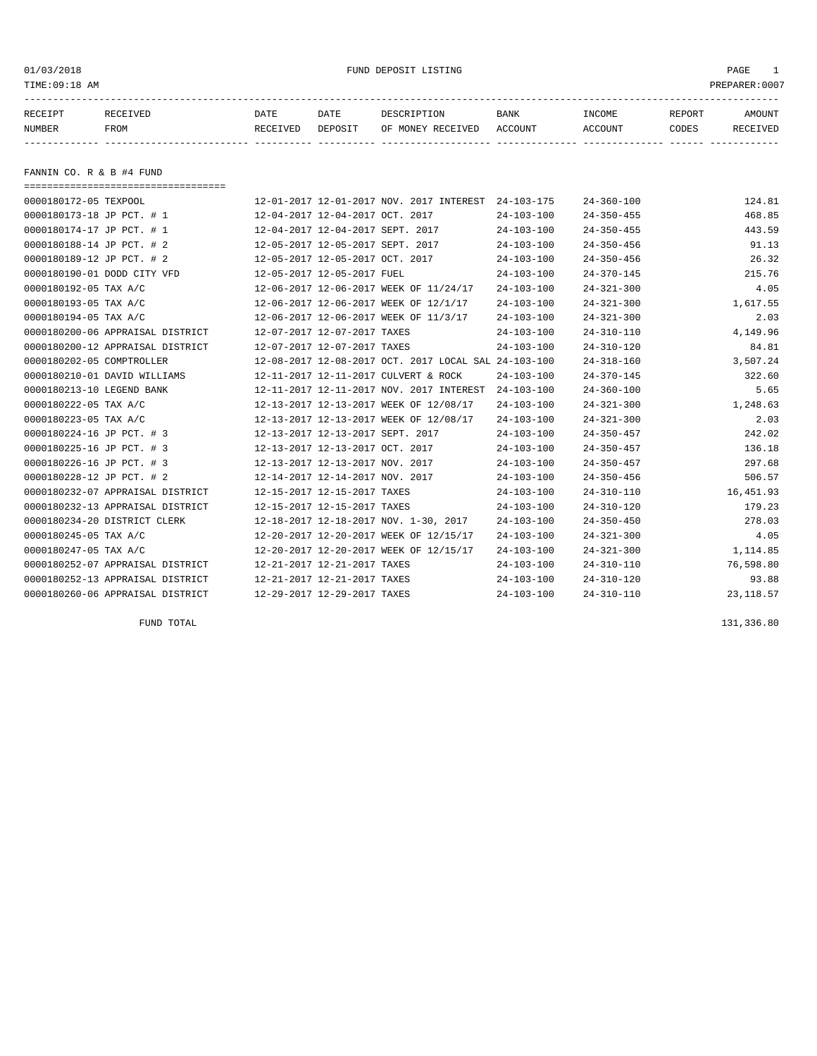01/03/2018 FUND DEPOSIT LISTING PAGE 1

TIME:09:18 AM PREPARER:0007

| RECEIPT NUMBER | RECEIVED FROM | DATE RECEIVED | DATE DEPOSIT | DESCRIPTION OF MONEY RECEIVED | BANK ACCOUNT | INCOME ACCOUNT | REPORT CODES | AMOUNT RECEIVED |
|---|---|---|---|---|---|---|---|---|

## FANNIN CO. R & B #4 FUND

| RECEIPT NUMBER | RECEIVED FROM | DATE RECEIVED | DATE DEPOSIT | DESCRIPTION OF MONEY RECEIVED | BANK ACCOUNT | INCOME ACCOUNT | REPORT CODES | AMOUNT RECEIVED |
|---|---|---|---|---|---|---|---|---|
| 0000180172-05 | TEXPOOL | 12-01-2017 | 12-01-2017 | NOV. 2017 INTEREST | 24-103-175 | 24-360-100 | | 124.81 |
| 0000180173-18 | JP PCT. # 1 | 12-04-2017 | 12-04-2017 | OCT. 2017 | 24-103-100 | 24-350-455 | | 468.85 |
| 0000180174-17 | JP PCT. # 1 | 12-04-2017 | 12-04-2017 | SEPT. 2017 | 24-103-100 | 24-350-455 | | 443.59 |
| 0000180188-14 | JP PCT. # 2 | 12-05-2017 | 12-05-2017 | SEPT. 2017 | 24-103-100 | 24-350-456 | | 91.13 |
| 0000180189-12 | JP PCT. # 2 | 12-05-2017 | 12-05-2017 | OCT. 2017 | 24-103-100 | 24-350-456 | | 26.32 |
| 0000180190-01 | DODD CITY VFD | 12-05-2017 | 12-05-2017 | FUEL | 24-103-100 | 24-370-145 | | 215.76 |
| 0000180192-05 | TAX A/C | 12-06-2017 | 12-06-2017 | WEEK OF 11/24/17 | 24-103-100 | 24-321-300 | | 4.05 |
| 0000180193-05 | TAX A/C | 12-06-2017 | 12-06-2017 | WEEK OF 12/1/17 | 24-103-100 | 24-321-300 | | 1,617.55 |
| 0000180194-05 | TAX A/C | 12-06-2017 | 12-06-2017 | WEEK OF 11/3/17 | 24-103-100 | 24-321-300 | | 2.03 |
| 0000180200-06 | APPRAISAL DISTRICT | 12-07-2017 | 12-07-2017 | TAXES | 24-103-100 | 24-310-110 | | 4,149.96 |
| 0000180200-12 | APPRAISAL DISTRICT | 12-07-2017 | 12-07-2017 | TAXES | 24-103-100 | 24-310-120 | | 84.81 |
| 0000180202-05 | COMPTROLLER | 12-08-2017 | 12-08-2017 | OCT. 2017 LOCAL SAL | 24-103-100 | 24-318-160 | | 3,507.24 |
| 0000180210-01 | DAVID WILLIAMS | 12-11-2017 | 12-11-2017 | CULVERT & ROCK | 24-103-100 | 24-370-145 | | 322.60 |
| 0000180213-10 | LEGEND BANK | 12-11-2017 | 12-11-2017 | NOV. 2017 INTEREST | 24-103-100 | 24-360-100 | | 5.65 |
| 0000180222-05 | TAX A/C | 12-13-2017 | 12-13-2017 | WEEK OF 12/08/17 | 24-103-100 | 24-321-300 | | 1,248.63 |
| 0000180223-05 | TAX A/C | 12-13-2017 | 12-13-2017 | WEEK OF 12/08/17 | 24-103-100 | 24-321-300 | | 2.03 |
| 0000180224-16 | JP PCT. # 3 | 12-13-2017 | 12-13-2017 | SEPT. 2017 | 24-103-100 | 24-350-457 | | 242.02 |
| 0000180225-16 | JP PCT. # 3 | 12-13-2017 | 12-13-2017 | OCT. 2017 | 24-103-100 | 24-350-457 | | 136.18 |
| 0000180226-16 | JP PCT. # 3 | 12-13-2017 | 12-13-2017 | NOV. 2017 | 24-103-100 | 24-350-457 | | 297.68 |
| 0000180228-12 | JP PCT. # 2 | 12-14-2017 | 12-14-2017 | NOV. 2017 | 24-103-100 | 24-350-456 | | 506.57 |
| 0000180232-07 | APPRAISAL DISTRICT | 12-15-2017 | 12-15-2017 | TAXES | 24-103-100 | 24-310-110 | | 16,451.93 |
| 0000180232-13 | APPRAISAL DISTRICT | 12-15-2017 | 12-15-2017 | TAXES | 24-103-100 | 24-310-120 | | 179.23 |
| 0000180234-20 | DISTRICT CLERK | 12-18-2017 | 12-18-2017 | NOV. 1-30, 2017 | 24-103-100 | 24-350-450 | | 278.03 |
| 0000180245-05 | TAX A/C | 12-20-2017 | 12-20-2017 | WEEK OF 12/15/17 | 24-103-100 | 24-321-300 | | 4.05 |
| 0000180247-05 | TAX A/C | 12-20-2017 | 12-20-2017 | WEEK OF 12/15/17 | 24-103-100 | 24-321-300 | | 1,114.85 |
| 0000180252-07 | APPRAISAL DISTRICT | 12-21-2017 | 12-21-2017 | TAXES | 24-103-100 | 24-310-110 | | 76,598.80 |
| 0000180252-13 | APPRAISAL DISTRICT | 12-21-2017 | 12-21-2017 | TAXES | 24-103-100 | 24-310-120 | | 93.88 |
| 0000180260-06 | APPRAISAL DISTRICT | 12-29-2017 | 12-29-2017 | TAXES | 24-103-100 | 24-310-110 | | 23,118.57 |
| | FUND TOTAL | | | | | | | 131,336.80 |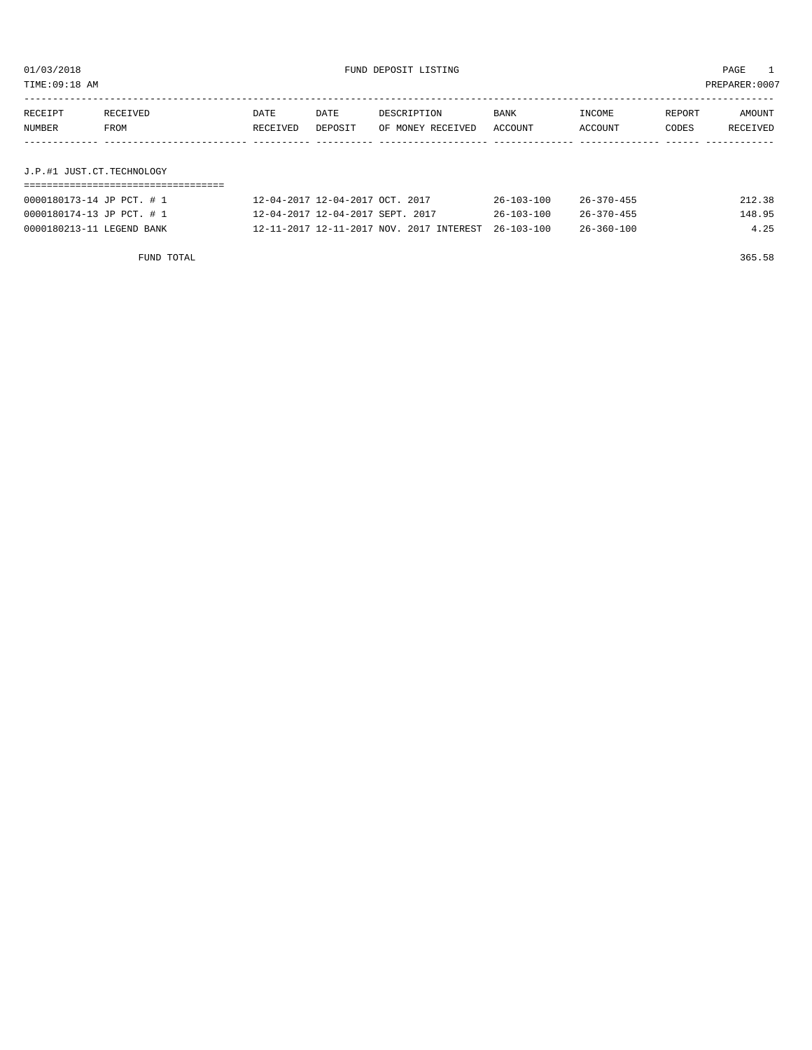01/03/2018 FUND DEPOSIT LISTING PAGE 1

TIME:09:18 AM PREPARER:0007

| RECEIPT NUMBER | RECEIVED FROM | DATE RECEIVED | DATE DEPOSIT | DESCRIPTION OF MONEY RECEIVED | BANK ACCOUNT | INCOME ACCOUNT | REPORT CODES | AMOUNT RECEIVED |
|---|---|---|---|---|---|---|---|---|
| **J.P.#1 JUST.CT.TECHNOLOGY** | | | | | | | | |
| 0000180173-14 | JP PCT. # 1 | 12-04-2017 | 12-04-2017 | OCT. 2017 | 26-103-100 | 26-370-455 | | 212.38 |
| 0000180174-13 | JP PCT. # 1 | 12-04-2017 | 12-04-2017 | SEPT. 2017 | 26-103-100 | 26-370-455 | | 148.95 |
| 0000180213-11 | LEGEND BANK | 12-11-2017 | 12-11-2017 | NOV. 2017 INTEREST | 26-103-100 | 26-360-100 | | 4.25 |
| | FUND TOTAL | | | | | | | 365.58 |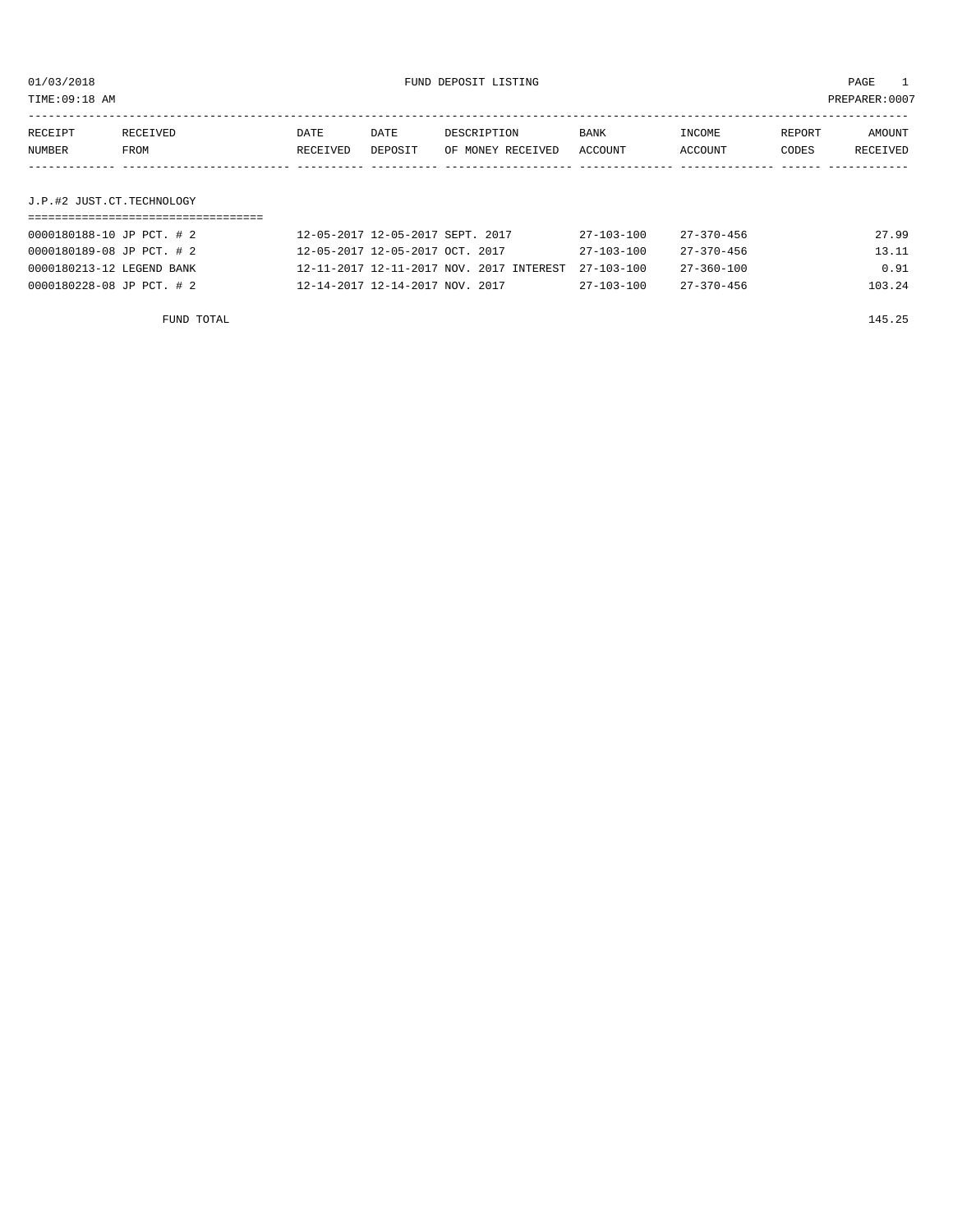01/03/2018 FUND DEPOSIT LISTING

TIME:09:18 AM PREPARER:0007

| RECEIPT NUMBER | RECEIVED FROM | DATE RECEIVED | DATE DEPOSIT | DESCRIPTION OF MONEY RECEIVED | BANK ACCOUNT | INCOME ACCOUNT | REPORT CODES | AMOUNT RECEIVED |
|---|---|---|---|---|---|---|---|---|

## J.P.#2 JUST.CT.TECHNOLOGY

| RECEIPT NUMBER | RECEIVED FROM | DATE RECEIVED | DATE DEPOSIT | DESCRIPTION OF MONEY RECEIVED | BANK ACCOUNT | INCOME ACCOUNT | REPORT CODES | AMOUNT RECEIVED |
|---|---|---|---|---|---|---|---|---|
| 0000180188-10 | JP PCT. # 2 | 12-05-2017 | 12-05-2017 | SEPT. 2017 | 27-103-100 | 27-370-456 | | 27.99 |
| 0000180189-08 | JP PCT. # 2 | 12-05-2017 | 12-05-2017 | OCT. 2017 | 27-103-100 | 27-370-456 | | 13.11 |
| 0000180213-12 | LEGEND BANK | 12-11-2017 | 12-11-2017 | NOV. 2017 INTEREST | 27-103-100 | 27-360-100 | | 0.91 |
| 0000180228-08 | JP PCT. # 2 | 12-14-2017 | 12-14-2017 | NOV. 2017 | 27-103-100 | 27-370-456 | | 103.24 |
| | FUND TOTAL | | | | | | | 145.25 |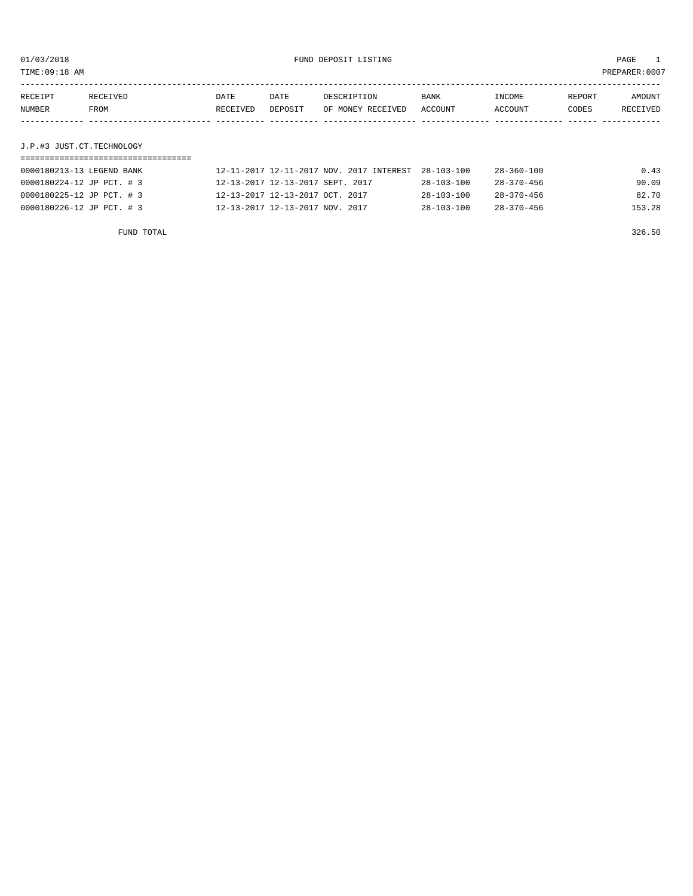01/03/2018 FUND DEPOSIT LISTING PAGE 1

TIME:09:18 AM PREPARER:0007

| RECEIPT NUMBER | RECEIVED FROM | DATE RECEIVED | DATE DEPOSIT | DESCRIPTION OF MONEY RECEIVED | BANK ACCOUNT | INCOME ACCOUNT | REPORT CODES | AMOUNT RECEIVED |
|---|---|---|---|---|---|---|---|---|

## J.P.#3 JUST.CT.TECHNOLOGY

| RECEIPT NUMBER | RECEIVED FROM | DATE RECEIVED | DATE DEPOSIT | DESCRIPTION OF MONEY RECEIVED | BANK ACCOUNT | INCOME ACCOUNT | REPORT CODES | AMOUNT RECEIVED |
|---|---|---|---|---|---|---|---|---|
| 0000180213-13 | LEGEND BANK | 12-11-2017 | 12-11-2017 | NOV. 2017 INTEREST | 28-103-100 | 28-360-100 | | 0.43 |
| 0000180224-12 | JP PCT. # 3 | 12-13-2017 | 12-13-2017 | SEPT. 2017 | 28-103-100 | 28-370-456 | | 90.09 |
| 0000180225-12 | JP PCT. # 3 | 12-13-2017 | 12-13-2017 | OCT. 2017 | 28-103-100 | 28-370-456 | | 82.70 |
| 0000180226-12 | JP PCT. # 3 | 12-13-2017 | 12-13-2017 | NOV. 2017 | 28-103-100 | 28-370-456 | | 153.28 |
| | FUND TOTAL | | | | | | | 326.50 |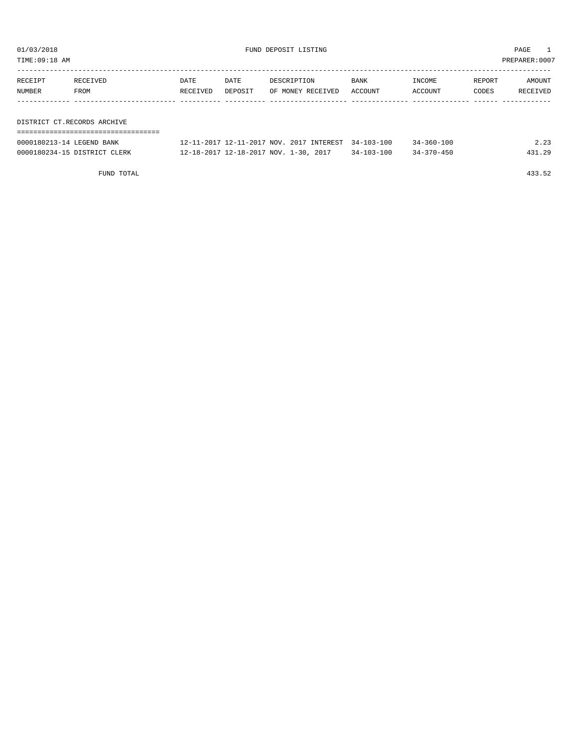01/03/2018 FUND DEPOSIT LISTING PAGE 1
TIME:09:18 AM PREPARER:0007

| RECEIPT NUMBER | RECEIVED FROM | DATE RECEIVED | DATE DEPOSIT | DESCRIPTION OF MONEY RECEIVED | BANK ACCOUNT | INCOME ACCOUNT | REPORT CODES | AMOUNT RECEIVED |
|---|---|---|---|---|---|---|---|---|
| **DISTRICT CT.RECORDS ARCHIVE** | | | | | | | | |
| 0000180213-14 | LEGEND BANK | 12-11-2017 | 12-11-2017 | NOV. 2017 INTEREST | 34-103-100 | 34-360-100 | | 2.23 |
| 0000180234-15 | DISTRICT CLERK | 12-18-2017 | 12-18-2017 | NOV. 1-30, 2017 | 34-103-100 | 34-370-450 | | 431.29 |
| | FUND TOTAL | | | | | | | 433.52 |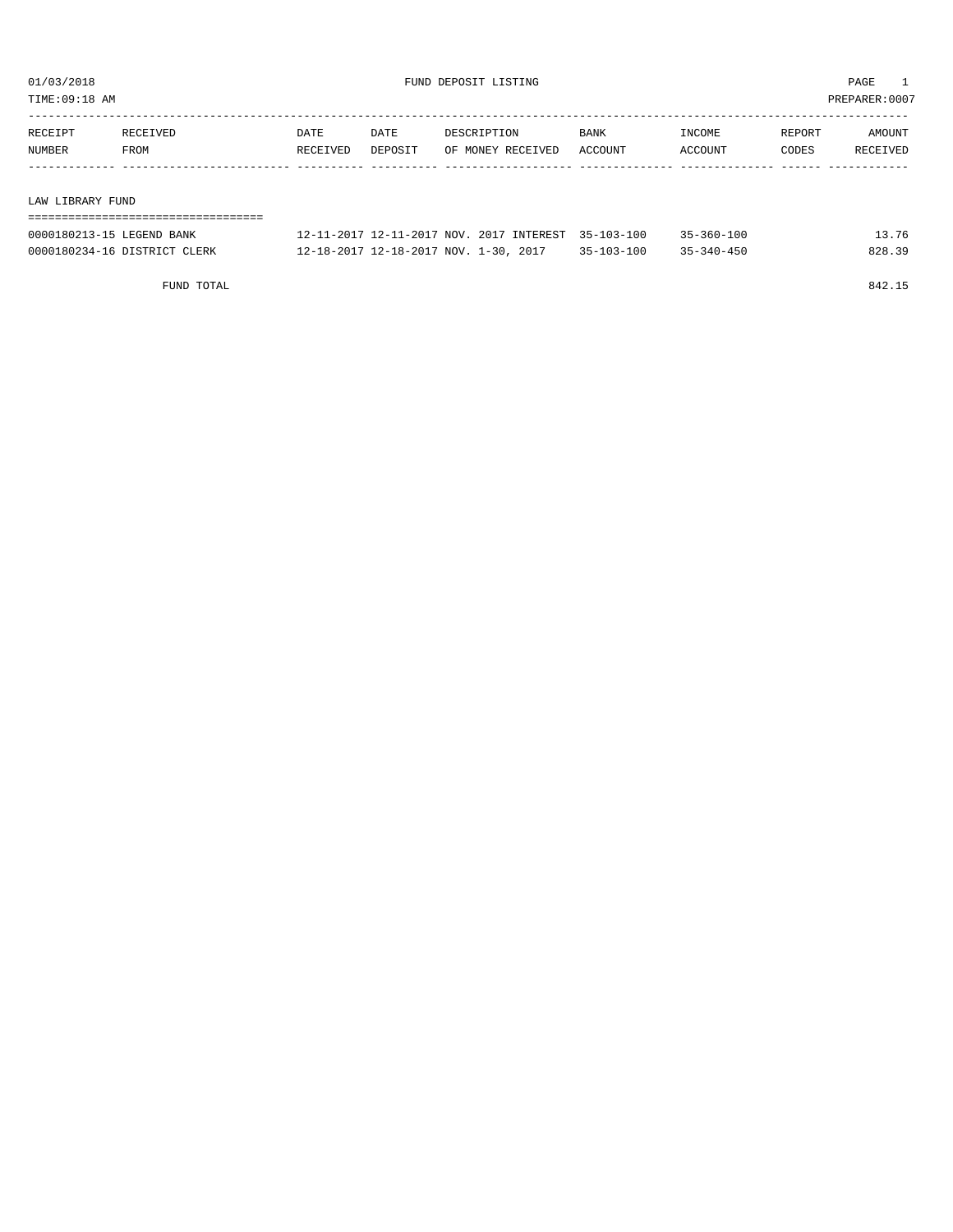01/03/2018 FUND DEPOSIT LISTING

TIME:09:18 AM PREPARER:0007

| RECEIPT NUMBER | RECEIVED FROM | DATE RECEIVED | DATE DEPOSIT | DESCRIPTION OF MONEY RECEIVED | BANK ACCOUNT | INCOME ACCOUNT | REPORT CODES | AMOUNT RECEIVED |
|---|---|---|---|---|---|---|---|---|
| **LAW LIBRARY FUND** | | | | | | | | |
| 0000180213-15 | LEGEND BANK | 12-11-2017 | 12-11-2017 | NOV. 2017 INTEREST | 35-103-100 | 35-360-100 | | 13.76 |
| 0000180234-16 | DISTRICT CLERK | 12-18-2017 | 12-18-2017 | NOV. 1-30, 2017 | 35-103-100 | 35-340-450 | | 828.39 |
| | FUND TOTAL | | | | | | | 842.15 |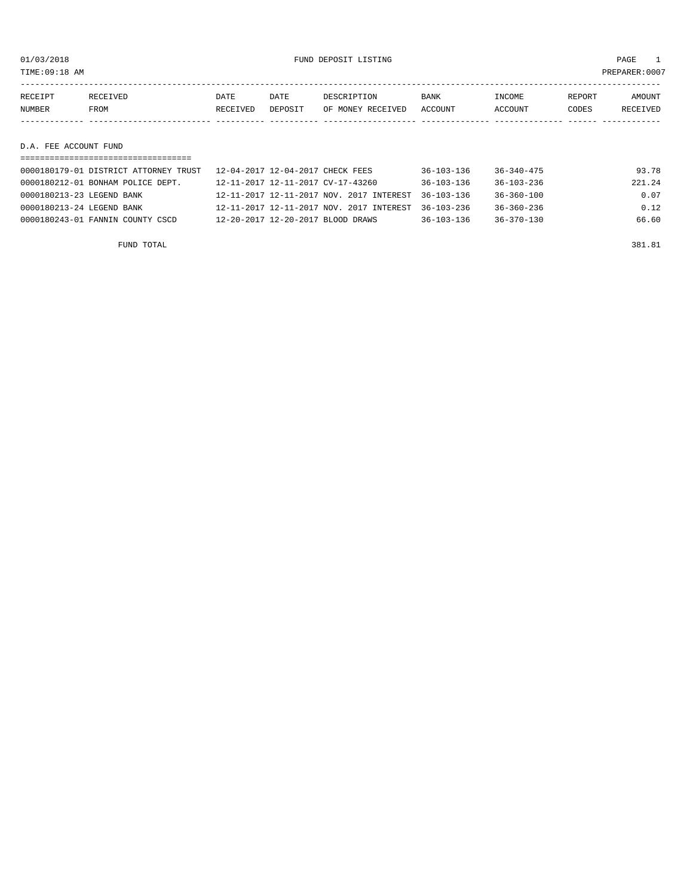FUND DEPOSIT LISTING

01/03/2018
TIME:09:18 AM
PREPARER:0007

| RECEIPT NUMBER | RECEIVED FROM | DATE RECEIVED | DATE DEPOSIT | DESCRIPTION OF MONEY RECEIVED | BANK ACCOUNT | INCOME ACCOUNT | REPORT CODES | AMOUNT RECEIVED |
|---|---|---|---|---|---|---|---|---|

## D.A. FEE ACCOUNT FUND

| RECEIPT NUMBER | RECEIVED FROM | DATE RECEIVED | DATE DEPOSIT | DESCRIPTION OF MONEY RECEIVED | BANK ACCOUNT | INCOME ACCOUNT | REPORT CODES | AMOUNT RECEIVED |
|---|---|---|---|---|---|---|---|---|
| 0000180179-01 | DISTRICT ATTORNEY TRUST | 12-04-2017 | 12-04-2017 | CHECK FEES | 36-103-136 | 36-340-475 | | 93.78 |
| 0000180212-01 | BONHAM POLICE DEPT. | 12-11-2017 | 12-11-2017 | CV-17-43260 | 36-103-136 | 36-103-236 | | 221.24 |
| 0000180213-23 | LEGEND BANK | 12-11-2017 | 12-11-2017 | NOV. 2017 INTEREST | 36-103-136 | 36-360-100 | | 0.07 |
| 0000180213-24 | LEGEND BANK | 12-11-2017 | 12-11-2017 | NOV. 2017 INTEREST | 36-103-236 | 36-360-236 | | 0.12 |
| 0000180243-01 | FANNIN COUNTY CSCD | 12-20-2017 | 12-20-2017 | BLOOD DRAWS | 36-103-136 | 36-370-130 | | 66.60 |
| | FUND TOTAL | | | | | | | 381.81 |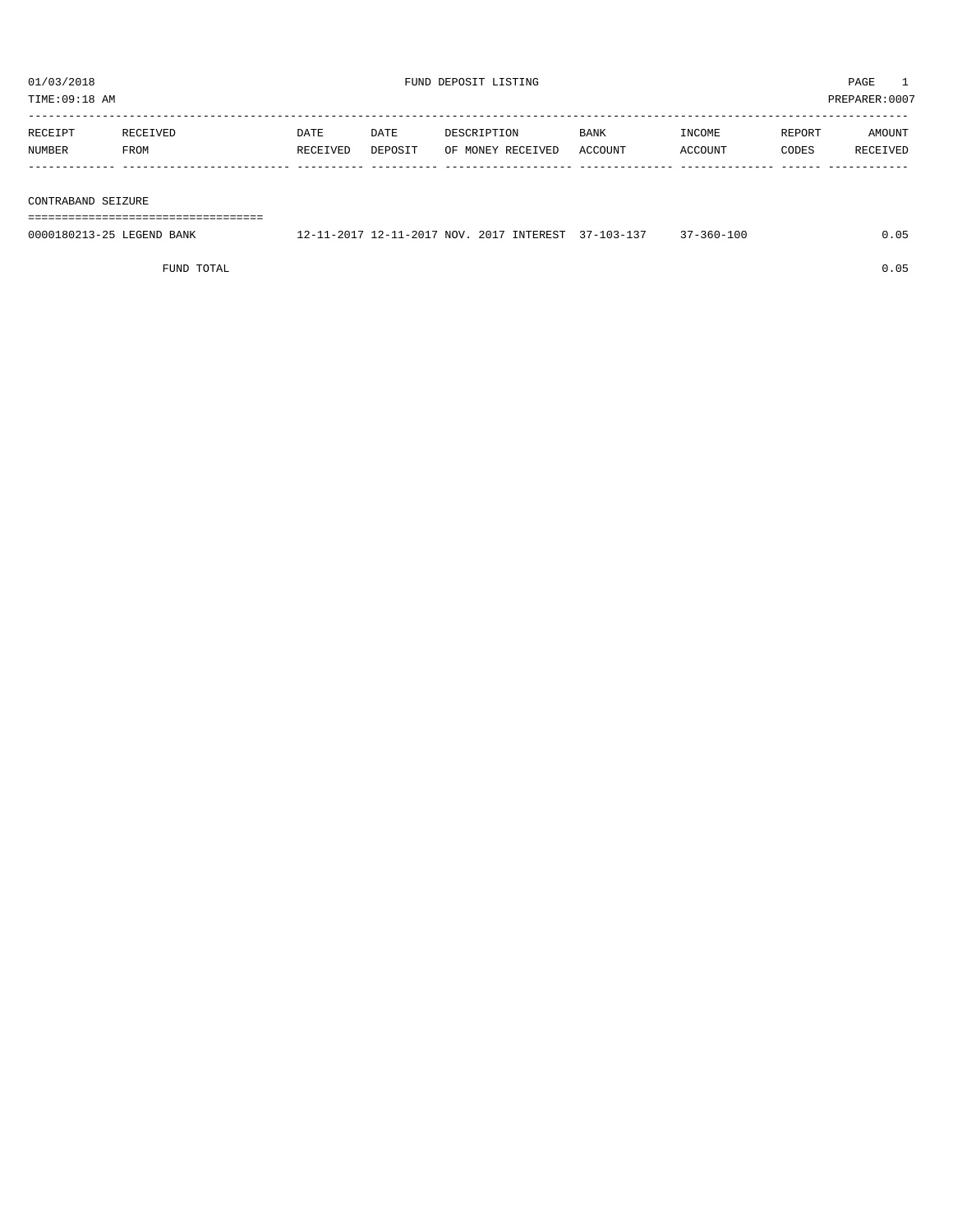FUND DEPOSIT LISTING

01/03/2018
TIME:09:18 AM
PREPARER:0007

| RECEIPT NUMBER | RECEIVED FROM | DATE RECEIVED | DATE DEPOSIT | DESCRIPTION OF MONEY RECEIVED | BANK ACCOUNT | INCOME ACCOUNT | REPORT CODES | AMOUNT RECEIVED |
|---|---|---|---|---|---|---|---|---|
| **CONTRABAND SEIZURE** | | | | | | | | |
| 0000180213-25 | LEGEND BANK | 12-11-2017 | 12-11-2017 | NOV. 2017 INTEREST | 37-103-137 | 37-360-100 | | 0.05 |
| | FUND TOTAL | | | | | | | 0.05 |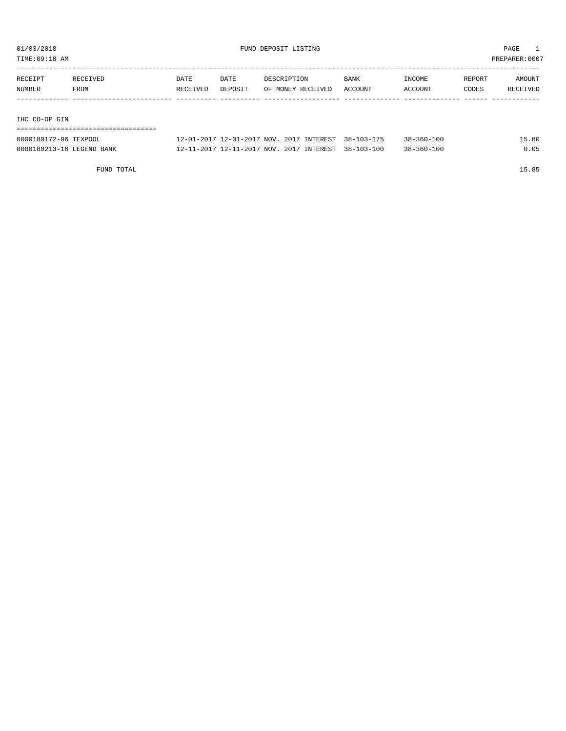01/03/2018 FUND DEPOSIT LISTING PAGE 1

TIME:09:18 AM PREPARER:0007

| RECEIPT NUMBER | RECEIVED FROM | DATE RECEIVED | DATE DEPOSIT | DESCRIPTION OF MONEY RECEIVED | BANK ACCOUNT | INCOME ACCOUNT | REPORT CODES | AMOUNT RECEIVED |
|---|---|---|---|---|---|---|---|---|

## IHC CO-OP GIN

| RECEIPT NUMBER | RECEIVED FROM | DATE RECEIVED | DATE DEPOSIT | DESCRIPTION OF MONEY RECEIVED | BANK ACCOUNT | INCOME ACCOUNT | REPORT CODES | AMOUNT RECEIVED |
|---|---|---|---|---|---|---|---|---|
| 0000180172-06 | TEXPOOL | 12-01-2017 | 12-01-2017 | NOV. 2017 INTEREST | 38-103-175 | 38-360-100 | | 15.80 |
| 0000180213-16 | LEGEND BANK | 12-11-2017 | 12-11-2017 | NOV. 2017 INTEREST | 38-103-100 | 38-360-100 | | 0.05 |
| | FUND TOTAL | | | | | | | 15.85 |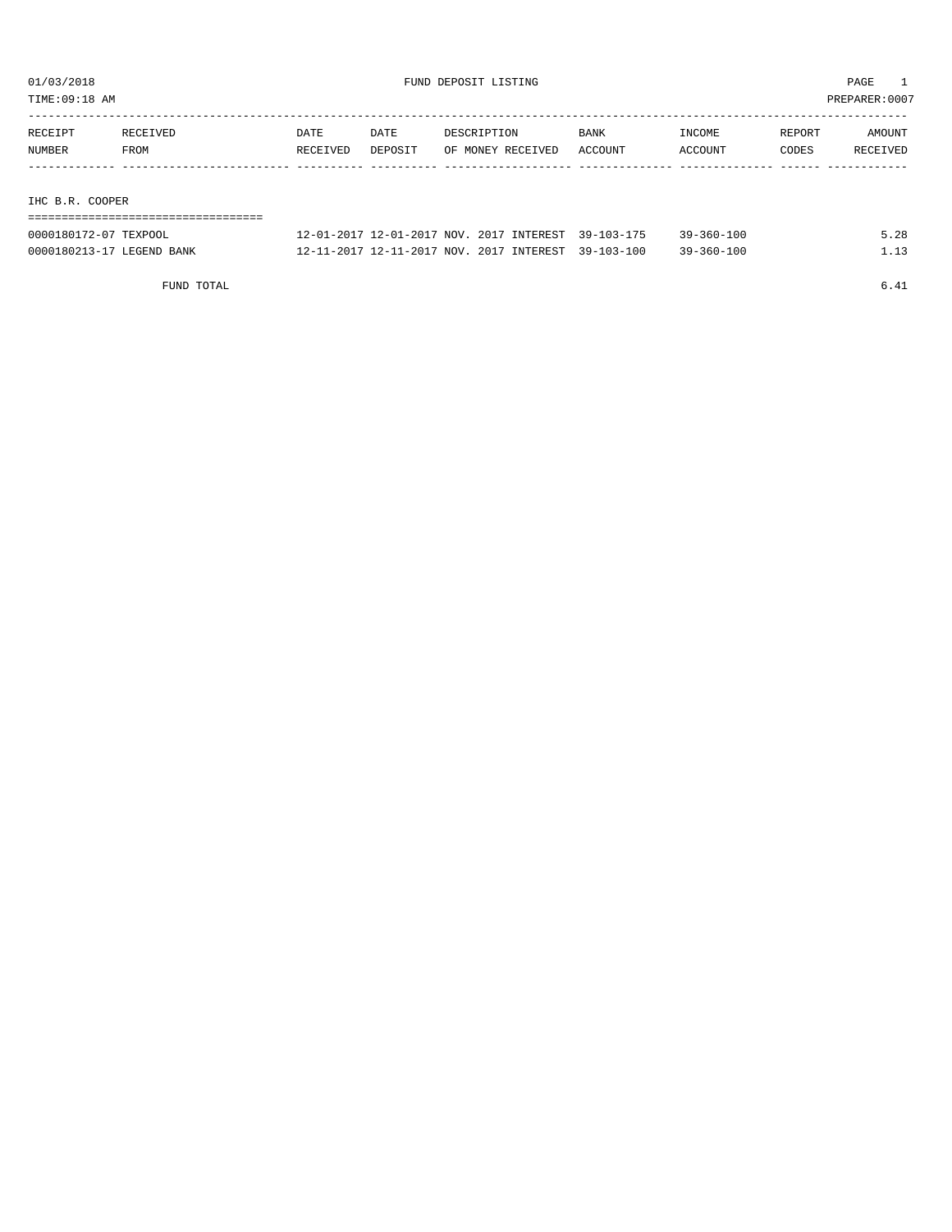# FUND DEPOSIT LISTING

01/03/2018

TIME:09:18 AM

PREPARER:0007

| RECEIPT NUMBER | RECEIVED FROM | DATE RECEIVED | DATE DEPOSIT | DESCRIPTION OF MONEY RECEIVED | BANK ACCOUNT | INCOME ACCOUNT | REPORT CODES | AMOUNT RECEIVED |
|---|---|---|---|---|---|---|---|---|
| **IHC B.R. COOPER** | | | | | | | | |
| 0000180172-07 | TEXPOOL | 12-01-2017 | 12-01-2017 | NOV. 2017 INTEREST | 39-103-175 | 39-360-100 | | 5.28 |
| 0000180213-17 | LEGEND BANK | 12-11-2017 | 12-11-2017 | NOV. 2017 INTEREST | 39-103-100 | 39-360-100 | | 1.13 |
| | FUND TOTAL | | | | | | | 6.41 |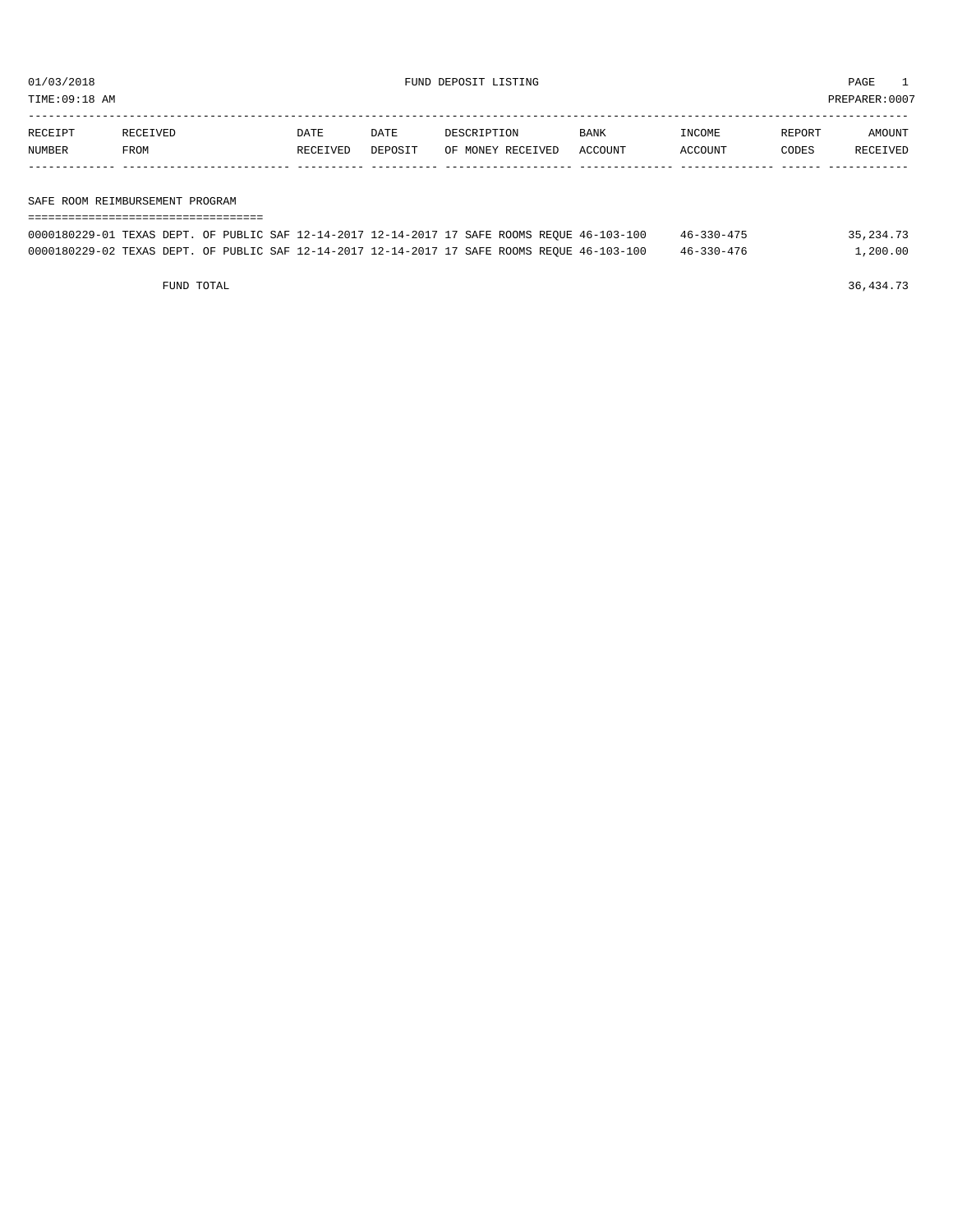01/03/2018 FUND DEPOSIT LISTING PAGE 1

TIME:09:18 AM PREPARER:0007

| RECEIPT NUMBER | RECEIVED FROM | DATE RECEIVED | DATE DEPOSIT | DESCRIPTION OF MONEY RECEIVED | BANK ACCOUNT | INCOME ACCOUNT | REPORT CODES | AMOUNT RECEIVED |
|---|---|---|---|---|---|---|---|---|
| **SAFE ROOM REIMBURSEMENT PROGRAM** | | | | | | | | |
| 0000180229-01 | TEXAS DEPT. OF PUBLIC SAF | 12-14-2017 | 12-14-2017 | 17 SAFE ROOMS REQUE | 46-103-100 | 46-330-475 | | 35,234.73 |
| 0000180229-02 | TEXAS DEPT. OF PUBLIC SAF | 12-14-2017 | 12-14-2017 | 17 SAFE ROOMS REQUE | 46-103-100 | 46-330-476 | | 1,200.00 |
| FUND TOTAL | | | | | | | | 36,434.73 |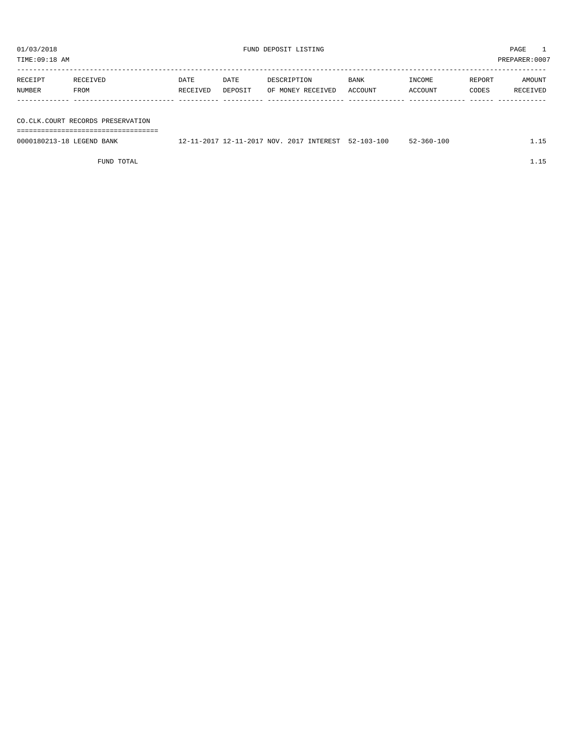01/03/2018 FUND DEPOSIT LISTING PAGE 1
TIME:09:18 AM PREPARER:0007

| RECEIPT NUMBER | RECEIVED FROM | DATE RECEIVED | DATE DEPOSIT | DESCRIPTION OF MONEY RECEIVED | BANK ACCOUNT | INCOME ACCOUNT | REPORT CODES | AMOUNT RECEIVED |
|---|---|---|---|---|---|---|---|---|
| **CO.CLK.COURT RECORDS PRESERVATION** | | | | | | | | |
| 0000180213-18 | LEGEND BANK | 12-11-2017 | 12-11-2017 | NOV. 2017 INTEREST | 52-103-100 | 52-360-100 | | 1.15 |
| | FUND TOTAL | | | | | | | 1.15 |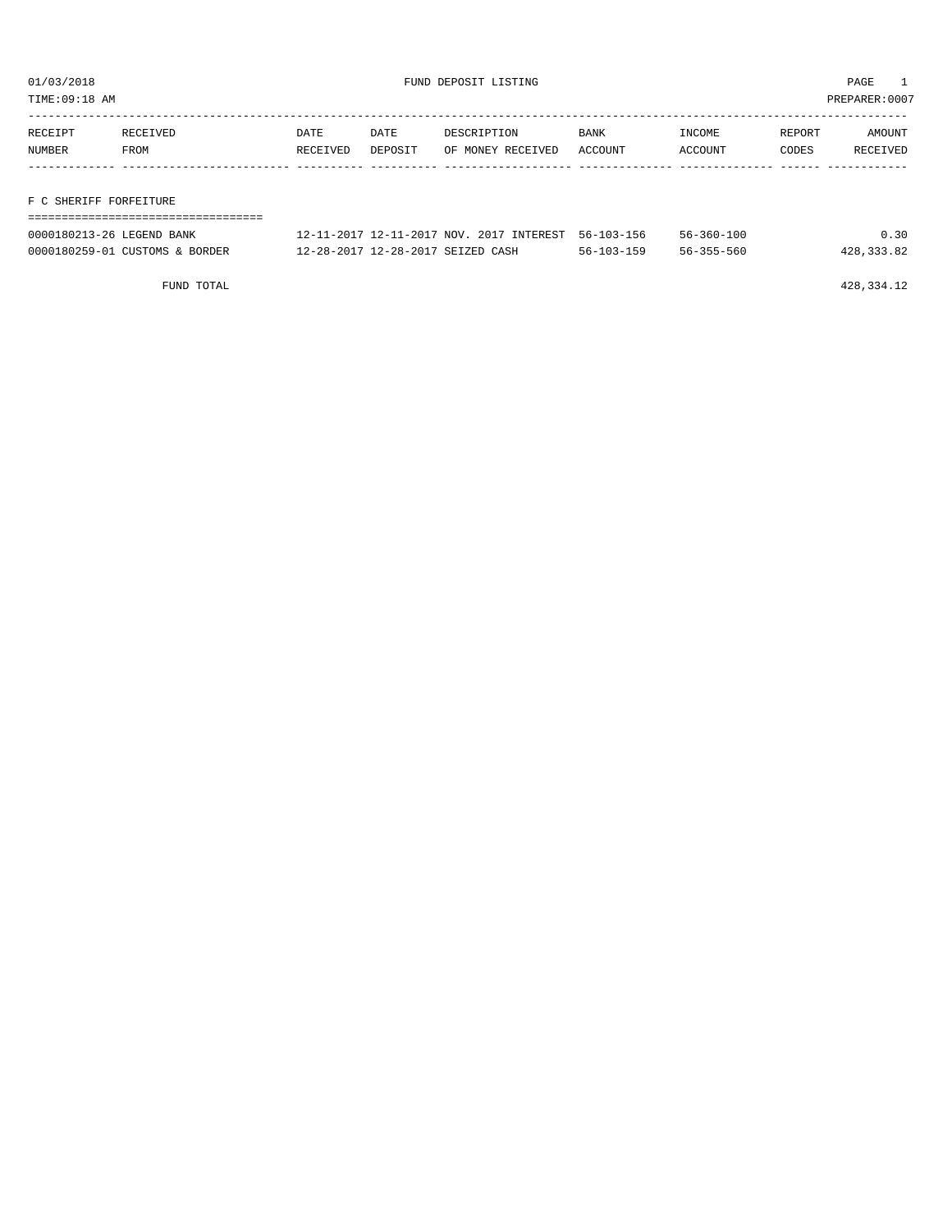01/03/2018 FUND DEPOSIT LISTING

TIME:09:18 AM PREPARER:0007

| RECEIPT NUMBER | RECEIVED FROM | DATE RECEIVED | DATE DEPOSIT | DESCRIPTION OF MONEY RECEIVED | BANK ACCOUNT | INCOME ACCOUNT | REPORT CODES | AMOUNT RECEIVED |
|---|---|---|---|---|---|---|---|---|
| F C SHERIFF FORFEITURE | | | | | | | | |
| 0000180213-26 | LEGEND BANK | 12-11-2017 | 12-11-2017 | NOV. 2017 INTEREST | 56-103-156 | 56-360-100 | | 0.30 |
| 0000180259-01 | CUSTOMS & BORDER | 12-28-2017 | 12-28-2017 | SEIZED CASH | 56-103-159 | 56-355-560 | | 428,333.82 |
| | FUND TOTAL | | | | | | | 428,334.12 |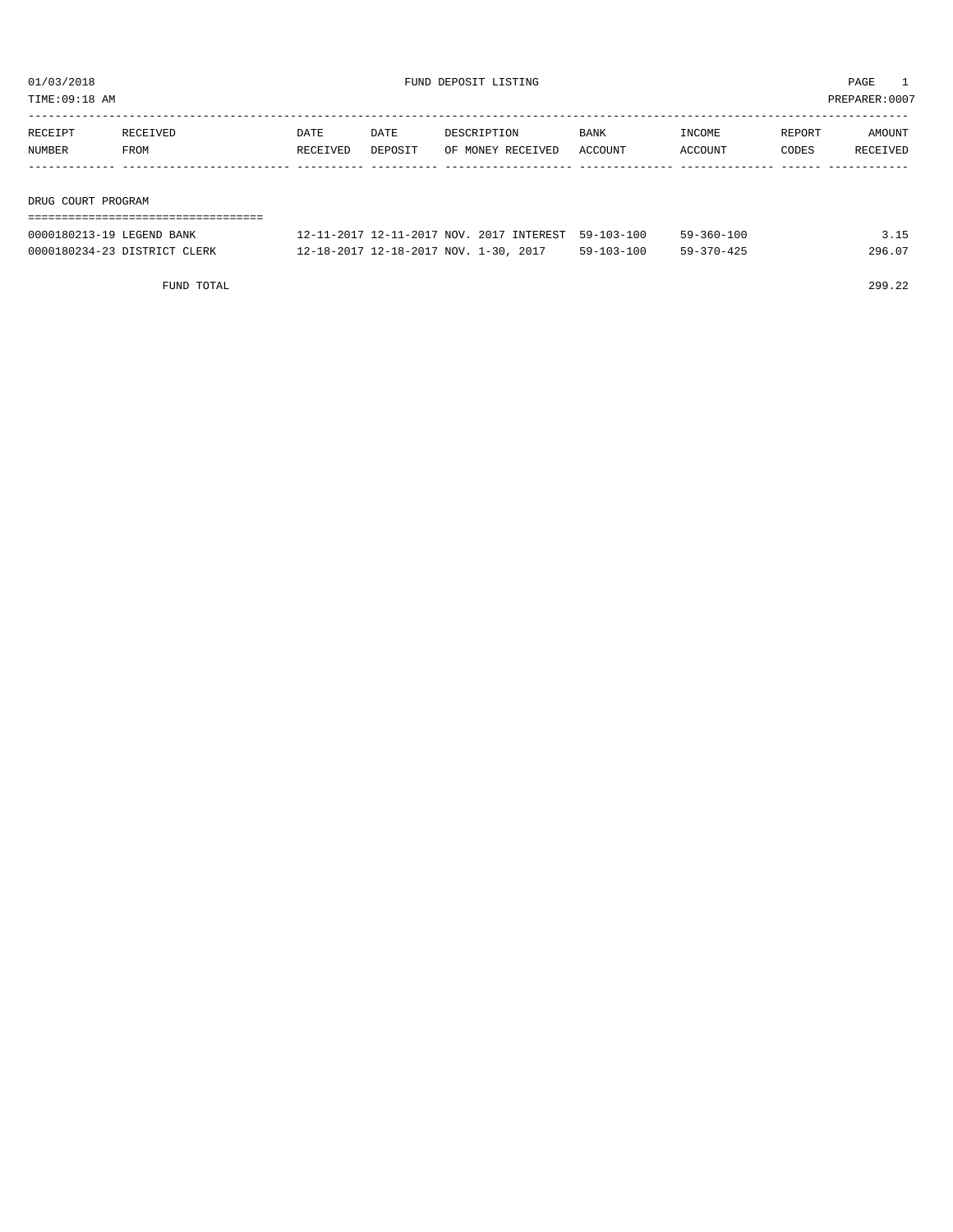01/03/2018 FUND DEPOSIT LISTING PAGE 1

TIME:09:18 AM PREPARER:0007

| RECEIPT NUMBER | RECEIVED FROM | DATE RECEIVED | DATE DEPOSIT | DESCRIPTION OF MONEY RECEIVED | BANK ACCOUNT | INCOME ACCOUNT | REPORT CODES | AMOUNT RECEIVED |
|---|---|---|---|---|---|---|---|---|
| **DRUG COURT PROGRAM** | | | | | | | | |
| 0000180213-19 | LEGEND BANK | 12-11-2017 | 12-11-2017 | NOV. 2017 INTEREST | 59-103-100 | 59-360-100 | | 3.15 |
| 0000180234-23 | DISTRICT CLERK | 12-18-2017 | 12-18-2017 | NOV. 1-30, 2017 | 59-103-100 | 59-370-425 | | 296.07 |
| | FUND TOTAL | | | | | | | 299.22 |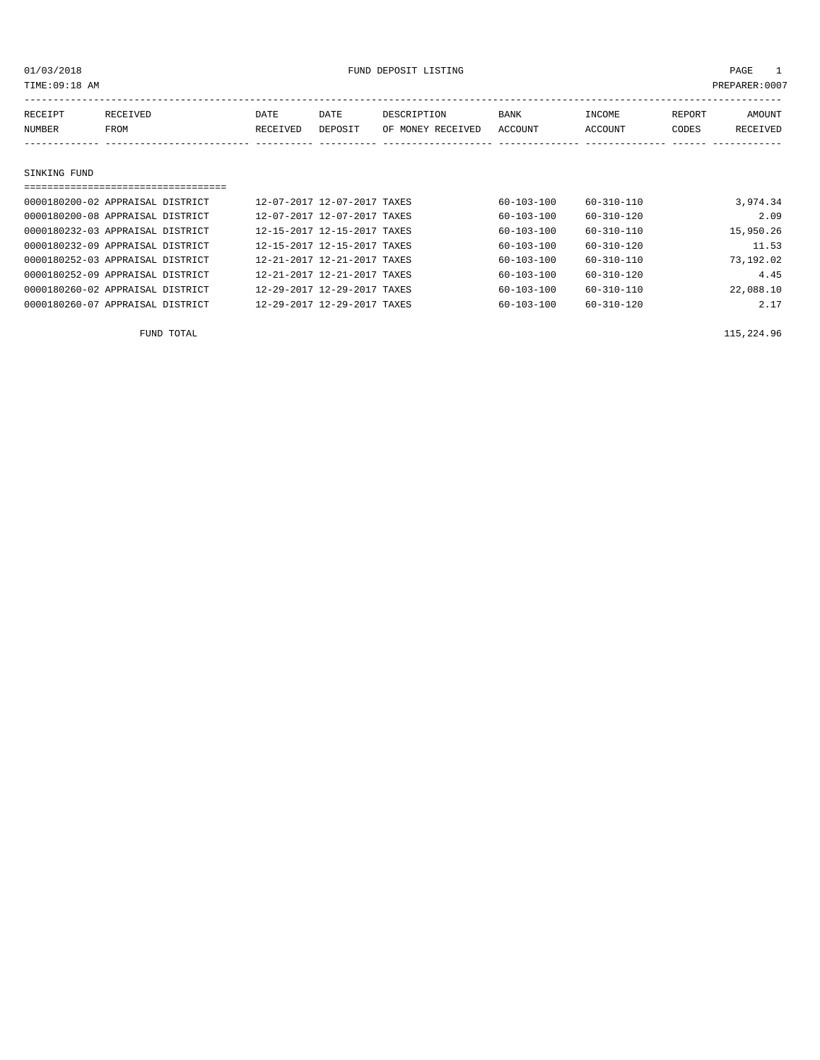01/03/2018 FUND DEPOSIT LISTING

TIME:09:18 AM PREPARER:0007

| RECEIPT NUMBER | RECEIVED FROM | DATE RECEIVED | DATE DEPOSIT | DESCRIPTION OF MONEY RECEIVED | BANK ACCOUNT | INCOME ACCOUNT | REPORT CODES | AMOUNT RECEIVED |
|---|---|---|---|---|---|---|---|---|

## SINKING FUND

| RECEIPT NUMBER | RECEIVED FROM | DATE RECEIVED | DATE DEPOSIT | DESCRIPTION OF MONEY RECEIVED | BANK ACCOUNT | INCOME ACCOUNT | REPORT CODES | AMOUNT RECEIVED |
|---|---|---|---|---|---|---|---|---|
| 0000180200-02 | APPRAISAL DISTRICT | 12-07-2017 | 12-07-2017 | TAXES | 60-103-100 | 60-310-110 | | 3,974.34 |
| 0000180200-08 | APPRAISAL DISTRICT | 12-07-2017 | 12-07-2017 | TAXES | 60-103-100 | 60-310-120 | | 2.09 |
| 0000180232-03 | APPRAISAL DISTRICT | 12-15-2017 | 12-15-2017 | TAXES | 60-103-100 | 60-310-110 | | 15,950.26 |
| 0000180232-09 | APPRAISAL DISTRICT | 12-15-2017 | 12-15-2017 | TAXES | 60-103-100 | 60-310-120 | | 11.53 |
| 0000180252-03 | APPRAISAL DISTRICT | 12-21-2017 | 12-21-2017 | TAXES | 60-103-100 | 60-310-110 | | 73,192.02 |
| 0000180252-09 | APPRAISAL DISTRICT | 12-21-2017 | 12-21-2017 | TAXES | 60-103-100 | 60-310-120 | | 4.45 |
| 0000180260-02 | APPRAISAL DISTRICT | 12-29-2017 | 12-29-2017 | TAXES | 60-103-100 | 60-310-110 | | 22,088.10 |
| 0000180260-07 | APPRAISAL DISTRICT | 12-29-2017 | 12-29-2017 | TAXES | 60-103-100 | 60-310-120 | | 2.17 |
| | FUND TOTAL | | | | | | | 115,224.96 |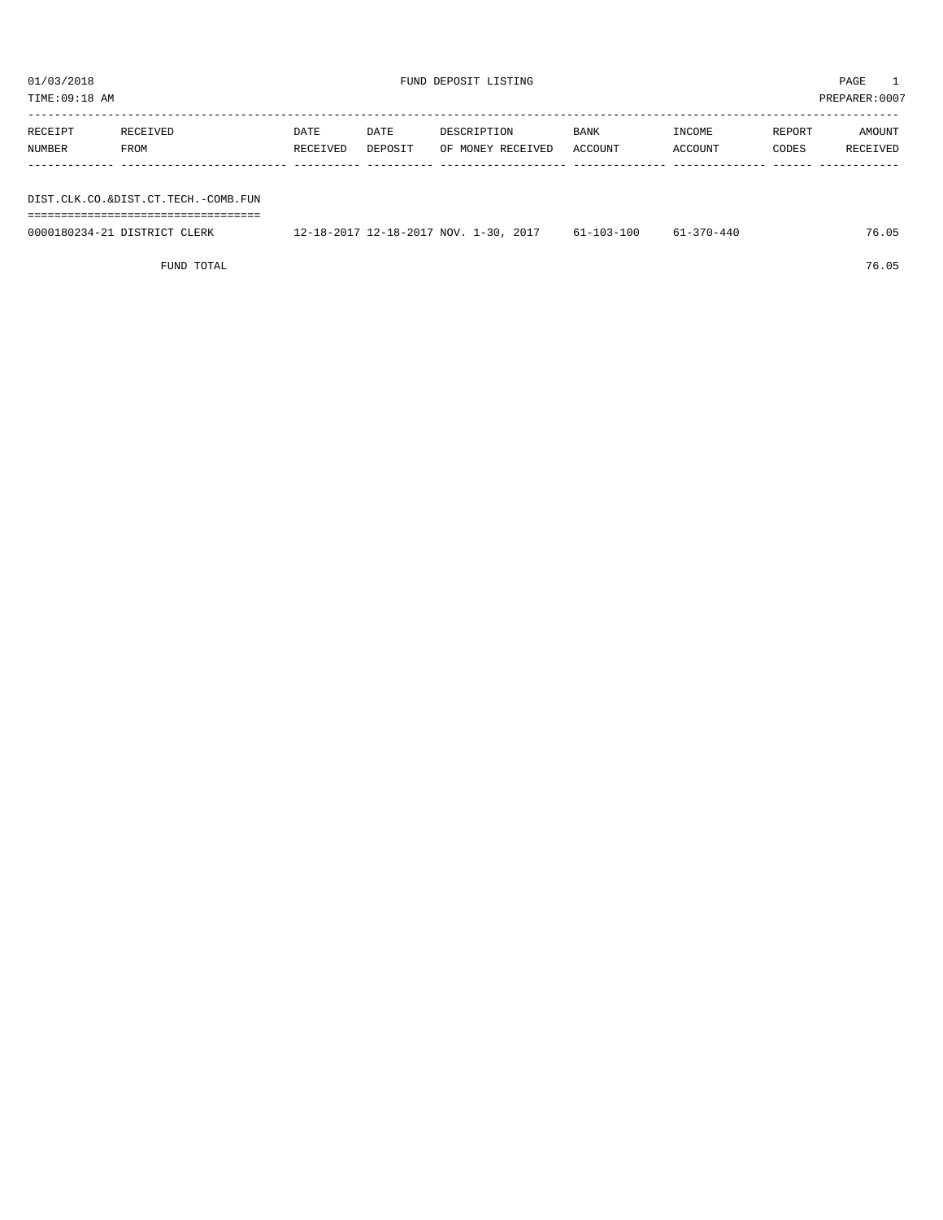01/03/2018 FUND DEPOSIT LISTING PAGE 1

TIME:09:18 AM PREPARER:0007

| RECEIPT NUMBER | RECEIVED FROM | DATE RECEIVED | DATE DEPOSIT | DESCRIPTION OF MONEY RECEIVED | BANK ACCOUNT | INCOME ACCOUNT | REPORT CODES | AMOUNT RECEIVED |
|---|---|---|---|---|---|---|---|---|
| DIST.CLK.CO.&DIST.CT.TECH.-COMB.FUN | | | | | | | | |
| 0000180234-21 | DISTRICT CLERK | 12-18-2017 | 12-18-2017 | NOV. 1-30, 2017 | 61-103-100 | 61-370-440 | | 76.05 |
| | FUND TOTAL | | | | | | | 76.05 |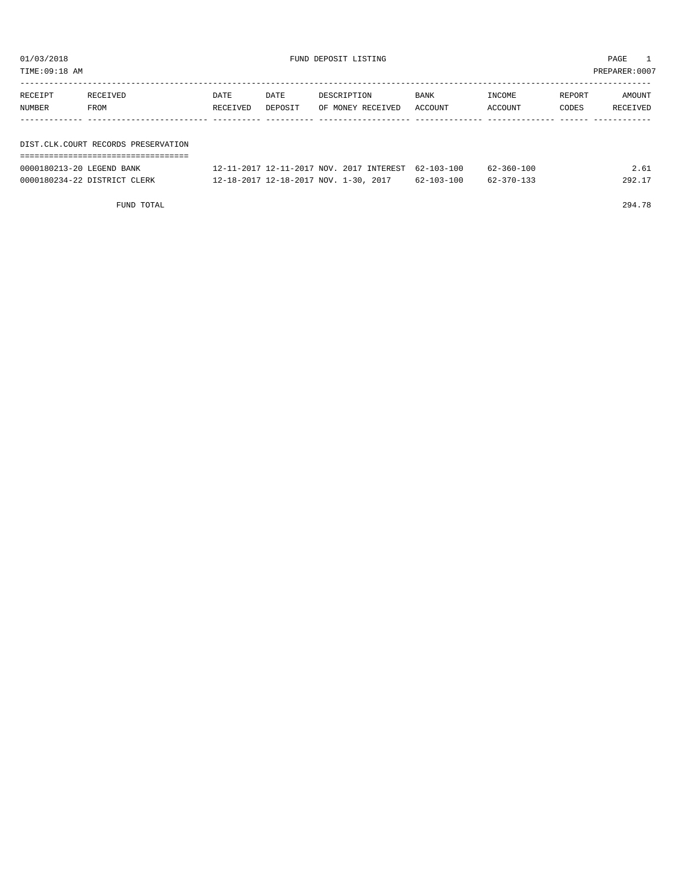01/03/2018 FUND DEPOSIT LISTING

TIME:09:18 AM PREPARER:0007

| RECEIPT NUMBER | RECEIVED FROM | DATE RECEIVED | DATE DEPOSIT | DESCRIPTION OF MONEY RECEIVED | BANK ACCOUNT | INCOME ACCOUNT | REPORT CODES | AMOUNT RECEIVED |
|---|---|---|---|---|---|---|---|---|

## DIST.CLK.COURT RECORDS PRESERVATION

| RECEIPT NUMBER | RECEIVED FROM | DATE RECEIVED | DATE DEPOSIT | DESCRIPTION OF MONEY RECEIVED | BANK ACCOUNT | INCOME ACCOUNT | REPORT CODES | AMOUNT RECEIVED |
|---|---|---|---|---|---|---|---|---|
| 0000180213-20 | LEGEND BANK | 12-11-2017 | 12-11-2017 | NOV. 2017 INTEREST | 62-103-100 | 62-360-100 | | 2.61 |
| 0000180234-22 | DISTRICT CLERK | 12-18-2017 | 12-18-2017 | NOV. 1-30, 2017 | 62-103-100 | 62-370-133 | | 292.17 |
| | FUND TOTAL | | | | | | | 294.78 |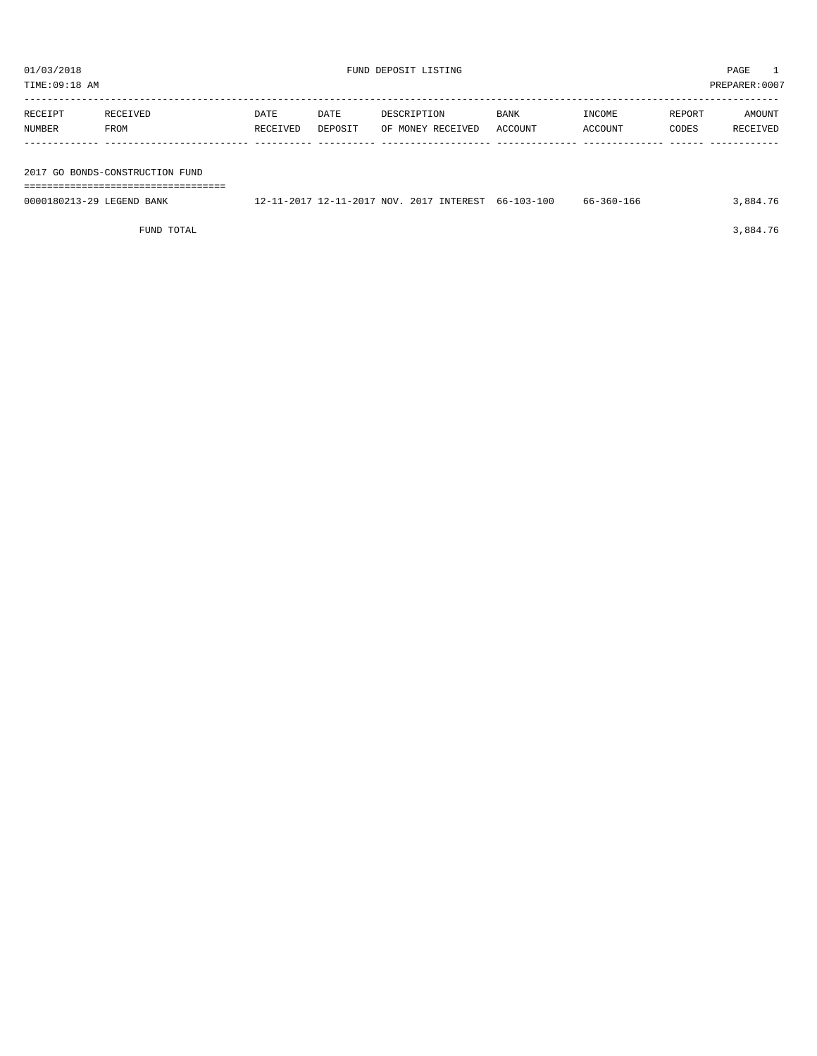01/03/2018 FUND DEPOSIT LISTING

TIME:09:18 AM PREPARER:0007

| RECEIPT NUMBER | RECEIVED FROM | DATE RECEIVED | DATE DEPOSIT | DESCRIPTION OF MONEY RECEIVED | BANK ACCOUNT | INCOME ACCOUNT | REPORT CODES | AMOUNT RECEIVED |
|---|---|---|---|---|---|---|---|---|
| **2017 GO BONDS-CONSTRUCTION FUND** | | | | | | | | |
| 0000180213-29 | LEGEND BANK | 12-11-2017 | 12-11-2017 | NOV. 2017 INTEREST | 66-103-100 | 66-360-166 | | 3,884.76 |
| | FUND TOTAL | | | | | | | 3,884.76 |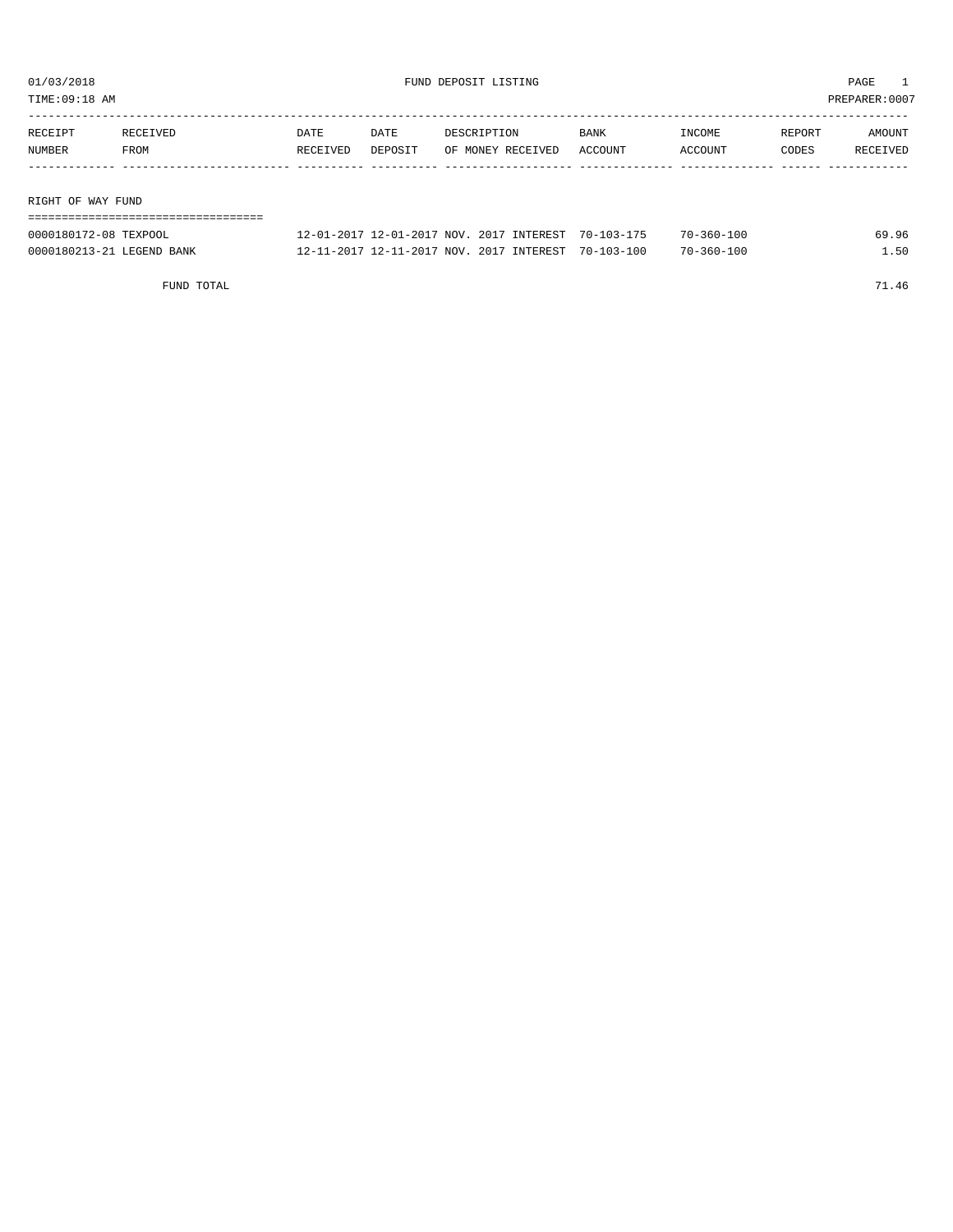01/03/2018 FUND DEPOSIT LISTING

TIME:09:18 AM PREPARER:0007

| RECEIPT NUMBER | RECEIVED FROM | DATE RECEIVED | DATE DEPOSIT | DESCRIPTION OF MONEY RECEIVED | BANK ACCOUNT | INCOME ACCOUNT | REPORT CODES | AMOUNT RECEIVED |
|---|---|---|---|---|---|---|---|---|

## RIGHT OF WAY FUND

| RECEIPT NUMBER | RECEIVED FROM | DATE RECEIVED | DATE DEPOSIT | DESCRIPTION OF MONEY RECEIVED | BANK ACCOUNT | INCOME ACCOUNT | REPORT CODES | AMOUNT RECEIVED |
|---|---|---|---|---|---|---|---|---|
| 0000180172-08 | TEXPOOL | 12-01-2017 | 12-01-2017 | NOV. 2017 INTEREST | 70-103-175 | 70-360-100 | | 69.96 |
| 0000180213-21 | LEGEND BANK | 12-11-2017 | 12-11-2017 | NOV. 2017 INTEREST | 70-103-100 | 70-360-100 | | 1.50 |
| | FUND TOTAL | | | | | | | 71.46 |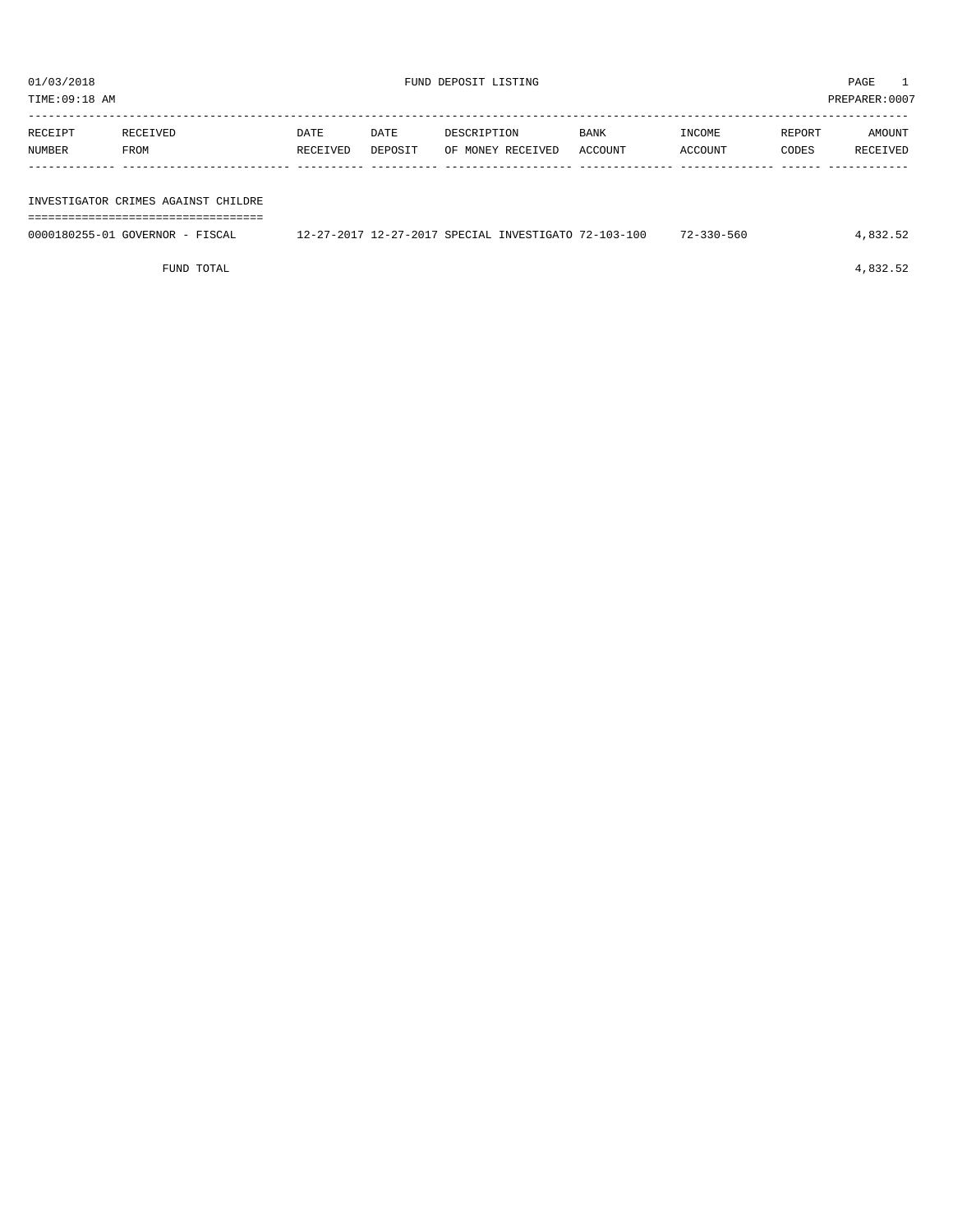01/03/2018 FUND DEPOSIT LISTING

TIME:09:18 AM PREPARER:0007

| RECEIPT NUMBER | RECEIVED FROM | DATE RECEIVED | DATE DEPOSIT | DESCRIPTION OF MONEY RECEIVED | BANK ACCOUNT | INCOME ACCOUNT | REPORT CODES | AMOUNT RECEIVED |
|---|---|---|---|---|---|---|---|---|
| **INVESTIGATOR CRIMES AGAINST CHILDRE** | | | | | | | | |
| 0000180255-01 | GOVERNOR - FISCAL | 12-27-2017 | 12-27-2017 | SPECIAL INVESTIGATO | 72-103-100 | 72-330-560 | | 4,832.52 |
| | FUND TOTAL | | | | | | | 4,832.52 |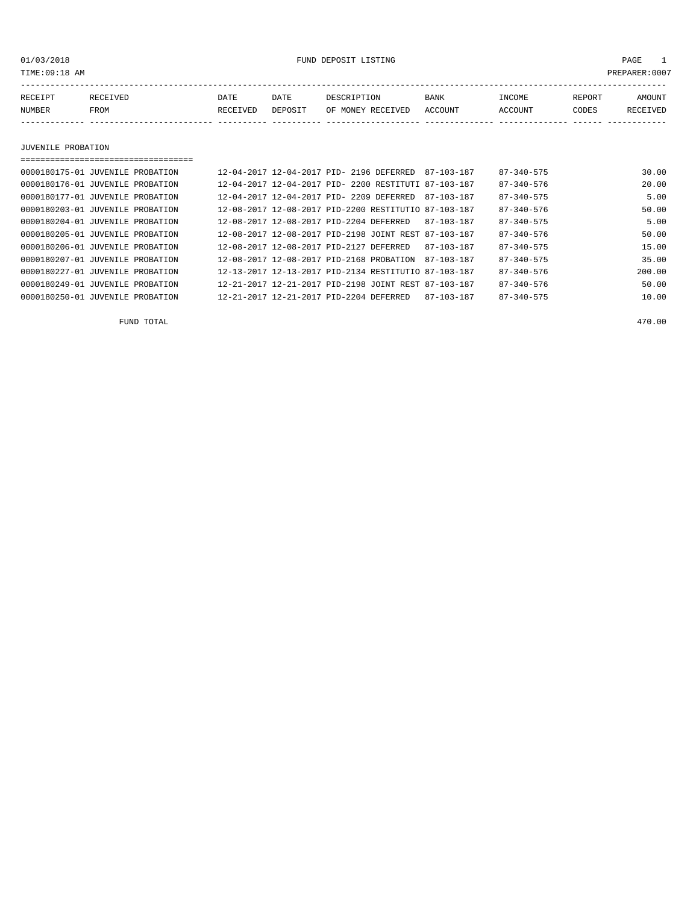01/03/2018 FUND DEPOSIT LISTING

TIME:09:18 AM PREPARER:0007

| RECEIPT NUMBER | RECEIVED FROM | DATE RECEIVED | DATE DEPOSIT | DESCRIPTION OF MONEY RECEIVED | BANK ACCOUNT | INCOME ACCOUNT | REPORT CODES | AMOUNT RECEIVED |
|---|---|---|---|---|---|---|---|---|

## JUVENILE PROBATION

| RECEIPT NUMBER | RECEIVED FROM | DATE RECEIVED | DATE DEPOSIT | DESCRIPTION OF MONEY RECEIVED | BANK ACCOUNT | INCOME ACCOUNT | REPORT CODES | AMOUNT RECEIVED |
|---|---|---|---|---|---|---|---|---|
| 0000180175-01 | JUVENILE PROBATION | 12-04-2017 | 12-04-2017 | PID- 2196 DEFERRED | 87-103-187 | 87-340-575 | | 30.00 |
| 0000180176-01 | JUVENILE PROBATION | 12-04-2017 | 12-04-2017 | PID- 2200 RESTITUTI | 87-103-187 | 87-340-576 | | 20.00 |
| 0000180177-01 | JUVENILE PROBATION | 12-04-2017 | 12-04-2017 | PID- 2209 DEFERRED | 87-103-187 | 87-340-575 | | 5.00 |
| 0000180203-01 | JUVENILE PROBATION | 12-08-2017 | 12-08-2017 | PID-2200 RESTITUTIO | 87-103-187 | 87-340-576 | | 50.00 |
| 0000180204-01 | JUVENILE PROBATION | 12-08-2017 | 12-08-2017 | PID-2204 DEFERRED | 87-103-187 | 87-340-575 | | 5.00 |
| 0000180205-01 | JUVENILE PROBATION | 12-08-2017 | 12-08-2017 | PID-2198 JOINT REST | 87-103-187 | 87-340-576 | | 50.00 |
| 0000180206-01 | JUVENILE PROBATION | 12-08-2017 | 12-08-2017 | PID-2127 DEFERRED | 87-103-187 | 87-340-575 | | 15.00 |
| 0000180207-01 | JUVENILE PROBATION | 12-08-2017 | 12-08-2017 | PID-2168 PROBATION | 87-103-187 | 87-340-575 | | 35.00 |
| 0000180227-01 | JUVENILE PROBATION | 12-13-2017 | 12-13-2017 | PID-2134 RESTITUTIO | 87-103-187 | 87-340-576 | | 200.00 |
| 0000180249-01 | JUVENILE PROBATION | 12-21-2017 | 12-21-2017 | PID-2198 JOINT REST | 87-103-187 | 87-340-576 | | 50.00 |
| 0000180250-01 | JUVENILE PROBATION | 12-21-2017 | 12-21-2017 | PID-2204 DEFERRED | 87-103-187 | 87-340-575 | | 10.00 |

FUND TOTAL 470.00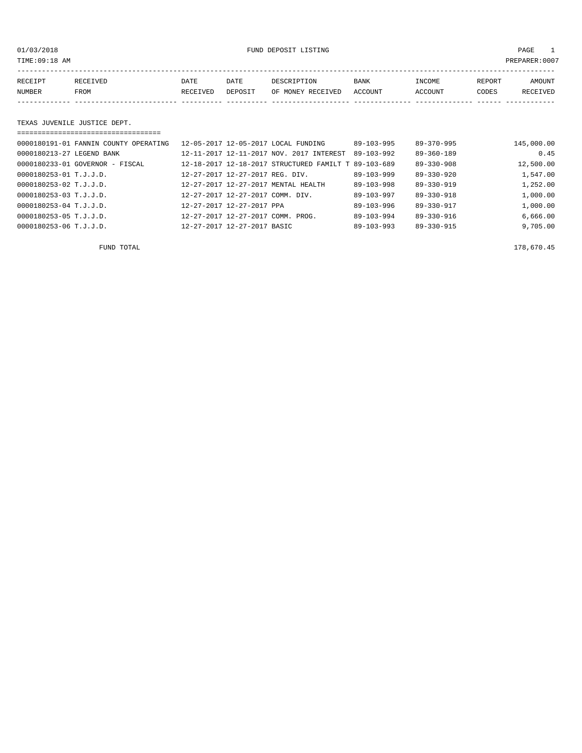01/03/2018 FUND DEPOSIT LISTING

TIME:09:18 AM PREPARER:0007

| RECEIPT NUMBER | RECEIVED FROM | DATE RECEIVED | DATE DEPOSIT | DESCRIPTION OF MONEY RECEIVED | BANK ACCOUNT | INCOME ACCOUNT | REPORT CODES | AMOUNT RECEIVED |
|---|---|---|---|---|---|---|---|---|
| **TEXAS JUVENILE JUSTICE DEPT.** | | | | | | | | |
| 0000180191-01 | FANNIN COUNTY OPERATING | 12-05-2017 | 12-05-2017 | LOCAL FUNDING | 89-103-995 | 89-370-995 | | 145,000.00 |
| 0000180213-27 | LEGEND BANK | 12-11-2017 | 12-11-2017 | NOV. 2017 INTEREST | 89-103-992 | 89-360-189 | | 0.45 |
| 0000180233-01 | GOVERNOR - FISCAL | 12-18-2017 | 12-18-2017 | STRUCTURED FAMILT T | 89-103-689 | 89-330-908 | | 12,500.00 |
| 0000180253-01 | T.J.J.D. | 12-27-2017 | 12-27-2017 | REG. DIV. | 89-103-999 | 89-330-920 | | 1,547.00 |
| 0000180253-02 | T.J.J.D. | 12-27-2017 | 12-27-2017 | MENTAL HEALTH | 89-103-998 | 89-330-919 | | 1,252.00 |
| 0000180253-03 | T.J.J.D. | 12-27-2017 | 12-27-2017 | COMM. DIV. | 89-103-997 | 89-330-918 | | 1,000.00 |
| 0000180253-04 | T.J.J.D. | 12-27-2017 | 12-27-2017 | PPA | 89-103-996 | 89-330-917 | | 1,000.00 |
| 0000180253-05 | T.J.J.D. | 12-27-2017 | 12-27-2017 | COMM. PROG. | 89-103-994 | 89-330-916 | | 6,666.00 |
| 0000180253-06 | T.J.J.D. | 12-27-2017 | 12-27-2017 | BASIC | 89-103-993 | 89-330-915 | | 9,705.00 |
| | FUND TOTAL | | | | | | | 178,670.45 |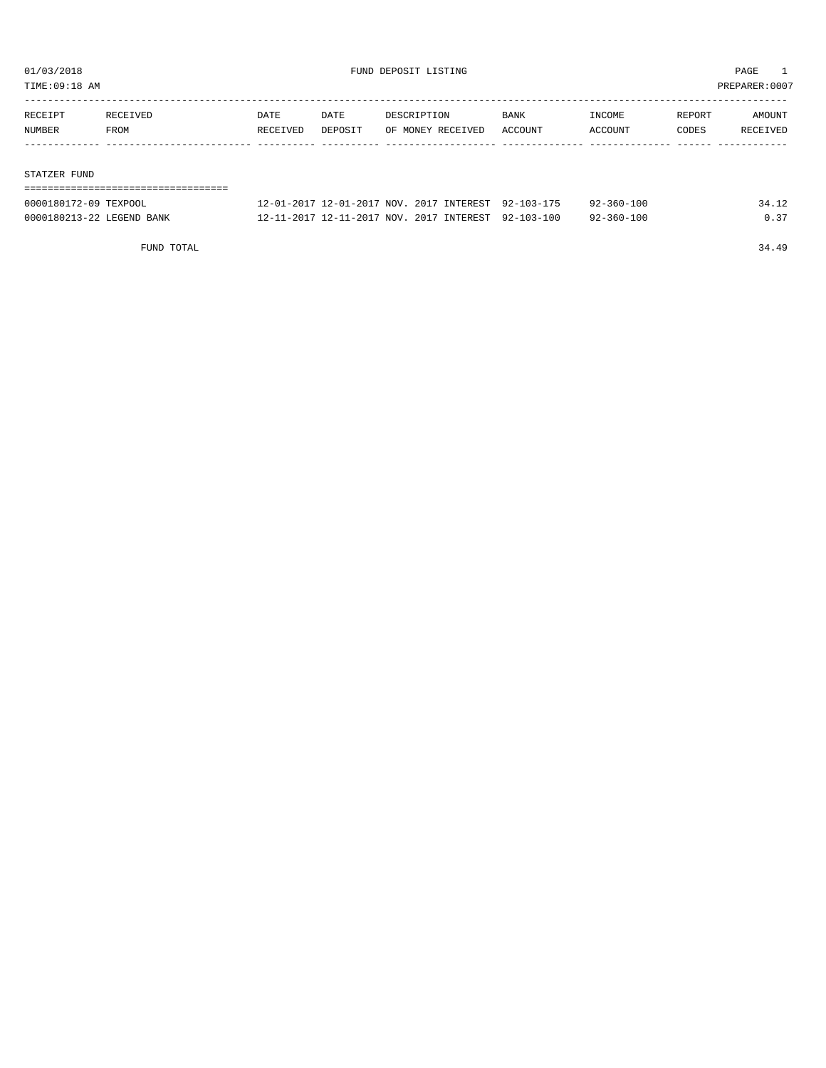# FUND DEPOSIT LISTING

01/03/2018
TIME:09:18 AM
PREPARER:0007

| RECEIPT NUMBER | RECEIVED FROM | DATE RECEIVED | DATE DEPOSIT | DESCRIPTION OF MONEY RECEIVED | BANK ACCOUNT | INCOME ACCOUNT | REPORT CODES | AMOUNT RECEIVED |
|---|---|---|---|---|---|---|---|---|
| **STATZER FUND** | | | | | | | | |
| 0000180172-09 | TEXPOOL | 12-01-2017 | 12-01-2017 | NOV. 2017 INTEREST | 92-103-175 | 92-360-100 | | 34.12 |
| 0000180213-22 | LEGEND BANK | 12-11-2017 | 12-11-2017 | NOV. 2017 INTEREST | 92-103-100 | 92-360-100 | | 0.37 |
| | FUND TOTAL | | | | | | | 34.49 |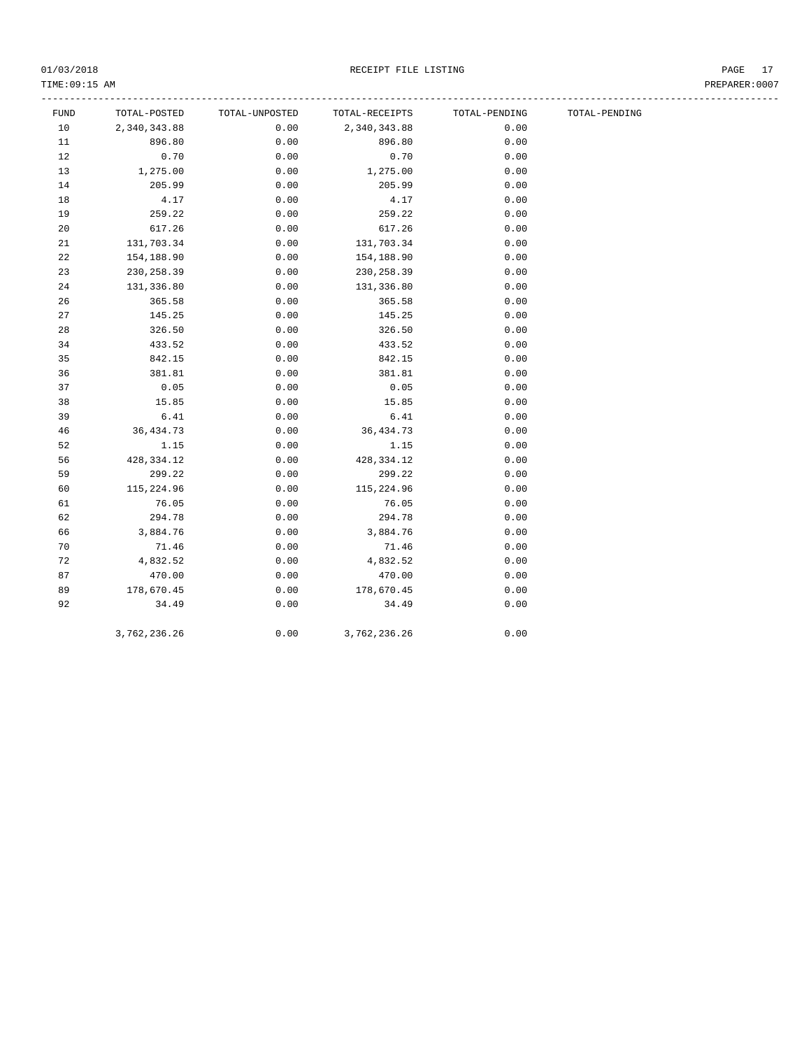01/03/2018 RECEIPT FILE LISTING

TIME:09:15 AM PREPARER:0007

| FUND | TOTAL-POSTED | TOTAL-UNPOSTED | TOTAL-RECEIPTS | TOTAL-PENDING | TOTAL-PENDING |
|---|---|---|---|---|---|
| 10 | 2,340,343.88 | 0.00 | 2,340,343.88 | 0.00 | |
| 11 | 896.80 | 0.00 | 896.80 | 0.00 | |
| 12 | 0.70 | 0.00 | 0.70 | 0.00 | |
| 13 | 1,275.00 | 0.00 | 1,275.00 | 0.00 | |
| 14 | 205.99 | 0.00 | 205.99 | 0.00 | |
| 18 | 4.17 | 0.00 | 4.17 | 0.00 | |
| 19 | 259.22 | 0.00 | 259.22 | 0.00 | |
| 20 | 617.26 | 0.00 | 617.26 | 0.00 | |
| 21 | 131,703.34 | 0.00 | 131,703.34 | 0.00 | |
| 22 | 154,188.90 | 0.00 | 154,188.90 | 0.00 | |
| 23 | 230,258.39 | 0.00 | 230,258.39 | 0.00 | |
| 24 | 131,336.80 | 0.00 | 131,336.80 | 0.00 | |
| 26 | 365.58 | 0.00 | 365.58 | 0.00 | |
| 27 | 145.25 | 0.00 | 145.25 | 0.00 | |
| 28 | 326.50 | 0.00 | 326.50 | 0.00 | |
| 34 | 433.52 | 0.00 | 433.52 | 0.00 | |
| 35 | 842.15 | 0.00 | 842.15 | 0.00 | |
| 36 | 381.81 | 0.00 | 381.81 | 0.00 | |
| 37 | 0.05 | 0.00 | 0.05 | 0.00 | |
| 38 | 15.85 | 0.00 | 15.85 | 0.00 | |
| 39 | 6.41 | 0.00 | 6.41 | 0.00 | |
| 46 | 36,434.73 | 0.00 | 36,434.73 | 0.00 | |
| 52 | 1.15 | 0.00 | 1.15 | 0.00 | |
| 56 | 428,334.12 | 0.00 | 428,334.12 | 0.00 | |
| 59 | 299.22 | 0.00 | 299.22 | 0.00 | |
| 60 | 115,224.96 | 0.00 | 115,224.96 | 0.00 | |
| 61 | 76.05 | 0.00 | 76.05 | 0.00 | |
| 62 | 294.78 | 0.00 | 294.78 | 0.00 | |
| 66 | 3,884.76 | 0.00 | 3,884.76 | 0.00 | |
| 70 | 71.46 | 0.00 | 71.46 | 0.00 | |
| 72 | 4,832.52 | 0.00 | 4,832.52 | 0.00 | |
| 87 | 470.00 | 0.00 | 470.00 | 0.00 | |
| 89 | 178,670.45 | 0.00 | 178,670.45 | 0.00 | |
| 92 | 34.49 | 0.00 | 34.49 | 0.00 | |
| | 3,762,236.26 | 0.00 | 3,762,236.26 | 0.00 | |